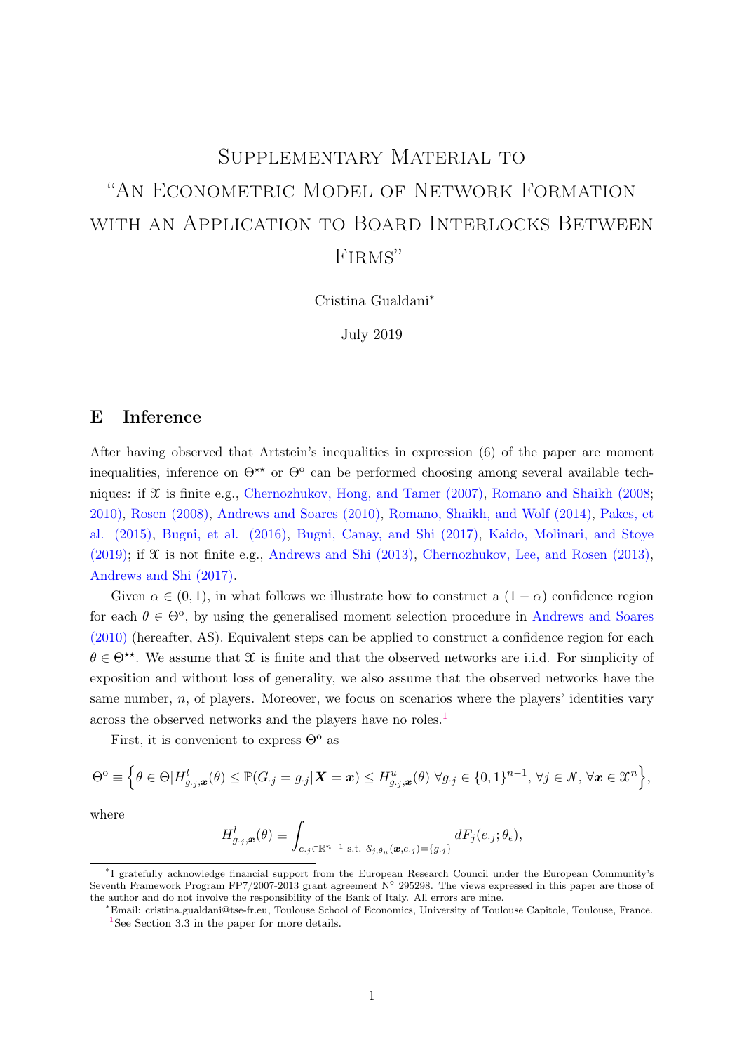# Supplementary Material to "An Econometric Model of Network Formation with an Application to Board Interlocks Between Firms"

Cristina Gualdani*

July 2019

## E Inference

After having observed that Artstein's inequalities in expression (6) of the paper are moment inequalities, inference on $\Theta^{\star\star}$ or $\Theta^{\text{o}}$ can be performed choosing among several available techniques: if $\mathfrak{X}$ is finite e.g., Chernozhukov, Hong, and Tamer (2007), Romano and Shaikh (2008; 2010), Rosen (2008), Andrews and Soares (2010), Romano, Shaikh, and Wolf (2014), Pakes, et al. (2015), Bugni, et al. (2016), Bugni, Canay, and Shi (2017), Kaido, Molinari, and Stoye (2019); if $\mathfrak{X}$ is not finite e.g., Andrews and Shi (2013), Chernozhukov, Lee, and Rosen (2013), Andrews and Shi (2017).

Given $\alpha \in (0,1)$, in what follows we illustrate how to construct a $(1-\alpha)$ confidence region for each $\theta \in \Theta^{\text{o}}$, by using the generalised moment selection procedure in Andrews and Soares (2010) (hereafter, AS). Equivalent steps can be applied to construct a confidence region for each $\theta \in \Theta^{\star\star}$. We assume that $\mathfrak{X}$ is finite and that the observed networks are i.i.d. For simplicity of exposition and without loss of generality, we also assume that the observed networks have the same number, $n$, of players. Moreover, we focus on scenarios where the players' identities vary across the observed networks and the players have no roles.[1]

First, it is convenient to express $\Theta^{\text{o}}$ as

$$\Theta^{\text{o}} \equiv \Big\{ \theta \in \Theta | H^{l}_{g_{\cdot j}, \boldsymbol{x}}(\theta) \leq \mathbb{P}(G_{\cdot j} = g_{\cdot j} | \boldsymbol{X} = \boldsymbol{x}) \leq H^{u}_{g_{\cdot j}, \boldsymbol{x}}(\theta) \ \forall g_{\cdot j} \in \{0,1\}^{n-1}, \forall j \in \mathcal{N}, \forall \boldsymbol{x} \in \mathfrak{X}^{n} \Big\},$$

where

$$H^{l}_{g_{\cdot j}, \boldsymbol{x}}(\theta) \equiv \int_{e_{\cdot j} \in \mathbb{R}^{n-1} \text{ s.t. } \mathcal{S}_{j, \theta_u}(\boldsymbol{x}, e_{\cdot j}) = \{g_{\cdot j}\}} dF_j(e_{\cdot j}; \theta_\epsilon),$$

---

*I gratefully acknowledge financial support from the European Research Council under the European Community's Seventh Framework Program FP7/2007-2013 grant agreement N° 295298. The views expressed in this paper are those of the author and do not involve the responsibility of the Bank of Italy. All errors are mine.

*Email: cristina.gualdani@tse-fr.eu, Toulouse School of Economics, University of Toulouse Capitole, Toulouse, France.

[1] See Section 3.3 in the paper for more details.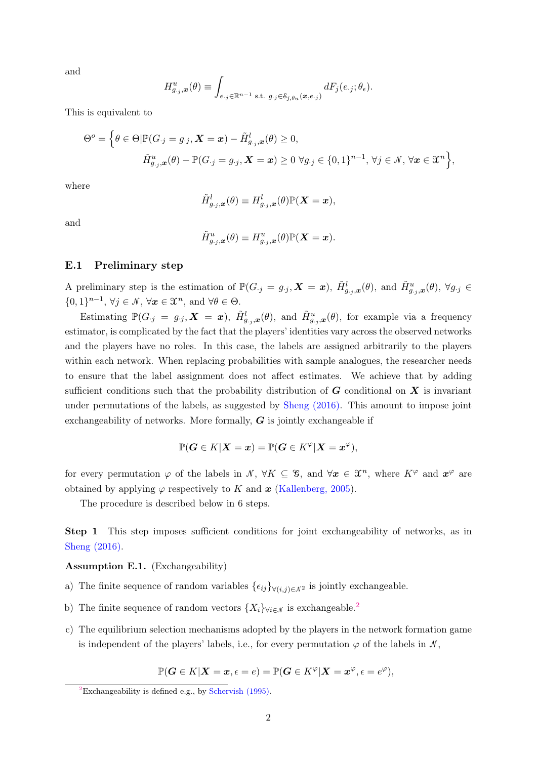and

$$H^u_{g_{\cdot j},\boldsymbol{x}}(\theta) \equiv \int_{e_{\cdot j}\in\mathbb{R}^{n-1} \text{ s.t. } g_{\cdot j}\in \mathcal{S}_{j,\theta_u}(\boldsymbol{x},e_{\cdot j})} dF_j(e_{\cdot j};\theta_\epsilon).$$

This is equivalent to

$$\Theta^o = \Big\{\theta\in\Theta | \mathbb{P}(G_{\cdot j}=g_{\cdot j}, \boldsymbol{X}=\boldsymbol{x}) - \tilde{H}^l_{g_{\cdot j},\boldsymbol{x}}(\theta) \geq 0,$$
$$\tilde{H}^u_{g_{\cdot j},\boldsymbol{x}}(\theta) - \mathbb{P}(G_{\cdot j}=g_{\cdot j}, \boldsymbol{X}=\boldsymbol{x}) \geq 0 \ \forall g_{\cdot j}\in\{0,1\}^{n-1}, \forall j\in\mathcal{N}, \forall \boldsymbol{x}\in\mathfrak{X}^n\Big\},$$

where

$$\tilde{H}^l_{g_{\cdot j},\boldsymbol{x}}(\theta) \equiv H^l_{g_{\cdot j},\boldsymbol{x}}(\theta)\mathbb{P}(\boldsymbol{X}=\boldsymbol{x}),$$

and

$$\tilde{H}^u_{g_{\cdot j},\boldsymbol{x}}(\theta) \equiv H^u_{g_{\cdot j},\boldsymbol{x}}(\theta)\mathbb{P}(\boldsymbol{X}=\boldsymbol{x}).$$

### E.1 Preliminary step

A preliminary step is the estimation of $\mathbb{P}(G_{\cdot j}=g_{\cdot j}, \boldsymbol{X}=\boldsymbol{x})$, $\tilde{H}^l_{g_{\cdot j},\boldsymbol{x}}(\theta)$, and $\tilde{H}^u_{g_{\cdot j},\boldsymbol{x}}(\theta)$, $\forall g_{\cdot j}\in\{0,1\}^{n-1}$, $\forall j\in\mathcal{N}$, $\forall \boldsymbol{x}\in\mathfrak{X}^n$, and $\forall\theta\in\Theta$.

Estimating $\mathbb{P}(G_{\cdot j}=g_{\cdot j}, \boldsymbol{X}=\boldsymbol{x})$, $\tilde{H}^l_{g_{\cdot j},\boldsymbol{x}}(\theta)$, and $\tilde{H}^u_{g_{\cdot j},\boldsymbol{x}}(\theta)$, for example via a frequency estimator, is complicated by the fact that the players' identities vary across the observed networks and the players have no roles. In this case, the labels are assigned arbitrarily to the players within each network. When replacing probabilities with sample analogues, the researcher needs to ensure that the label assignment does not affect estimates. We achieve that by adding sufficient conditions such that the probability distribution of $\boldsymbol{G}$ conditional on $\boldsymbol{X}$ is invariant under permutations of the labels, as suggested by Sheng (2016). This amount to impose joint exchangeability of networks. More formally, $\boldsymbol{G}$ is jointly exchangeable if

$$\mathbb{P}(\boldsymbol{G}\in K|\boldsymbol{X}=\boldsymbol{x}) = \mathbb{P}(\boldsymbol{G}\in K^{\varphi}|\boldsymbol{X}=\boldsymbol{x}^{\varphi}),$$

for every permutation $\varphi$ of the labels in $\mathcal{N}$, $\forall K\subseteq\mathcal{G}$, and $\forall \boldsymbol{x}\in\mathfrak{X}^n$, where $K^{\varphi}$ and $\boldsymbol{x}^{\varphi}$ are obtained by applying $\varphi$ respectively to $K$ and $\boldsymbol{x}$ (Kallenberg, 2005).

The procedure is described below in 6 steps.

**Step 1** This step imposes sufficient conditions for joint exchangeability of networks, as in Sheng (2016).

**Assumption E.1.** (Exchangeability)

a) The finite sequence of random variables $\{\epsilon_{ij}\}_{\forall(i,j)\in\mathcal{N}^2}$ is jointly exchangeable.

b) The finite sequence of random vectors $\{X_i\}_{\forall i\in\mathcal{N}}$ is exchangeable.[2]

c) The equilibrium selection mechanisms adopted by the players in the network formation game is independent of the players' labels, i.e., for every permutation $\varphi$ of the labels in $\mathcal{N}$,

$$\mathbb{P}(\boldsymbol{G}\in K|\boldsymbol{X}=\boldsymbol{x},\epsilon=e) = \mathbb{P}(\boldsymbol{G}\in K^{\varphi}|\boldsymbol{X}=\boldsymbol{x}^{\varphi},\epsilon=e^{\varphi}),$$

[2] Exchangeability is defined e.g., by Schervish (1995).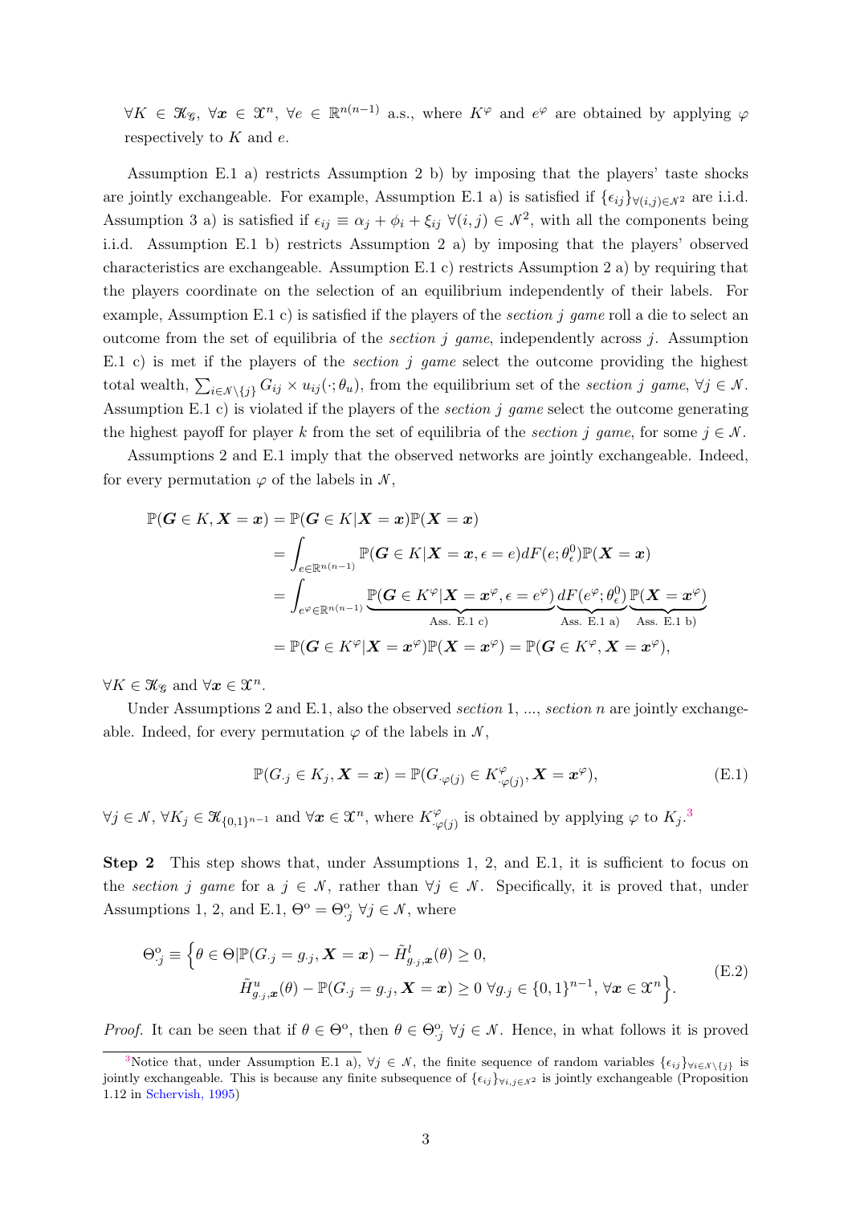$\forall K \in \mathcal{K}_{\mathcal{G}}$, $\forall \boldsymbol{x} \in \mathfrak{X}^n$, $\forall e \in \mathbb{R}^{n(n-1)}$ a.s., where $K^{\varphi}$ and $e^{\varphi}$ are obtained by applying $\varphi$ respectively to $K$ and $e$.

Assumption E.1 a) restricts Assumption 2 b) by imposing that the players' taste shocks are jointly exchangeable. For example, Assumption E.1 a) is satisfied if $\{\epsilon_{ij}\}_{\forall(i,j)\in\mathcal{N}^2}$ are i.i.d. Assumption 3 a) is satisfied if $\epsilon_{ij} \equiv \alpha_j + \phi_i + \xi_{ij}$ $\forall(i,j) \in \mathcal{N}^2$, with all the components being i.i.d. Assumption E.1 b) restricts Assumption 2 a) by imposing that the players' observed characteristics are exchangeable. Assumption E.1 c) restricts Assumption 2 a) by requiring that the players coordinate on the selection of an equilibrium independently of their labels. For example, Assumption E.1 c) is satisfied if the players of the *section j game* roll a die to select an outcome from the set of equilibria of the *section j game*, independently across $j$. Assumption E.1 c) is met if the players of the *section j game* select the outcome providing the highest total wealth, $\sum_{i\in\mathcal{N}\setminus\{j\}} G_{ij} \times u_{ij}(\cdot;\theta_u)$, from the equilibrium set of the *section j game*, $\forall j \in \mathcal{N}$. Assumption E.1 c) is violated if the players of the *section j game* select the outcome generating the highest payoff for player $k$ from the set of equilibria of the *section j game*, for some $j \in \mathcal{N}$.

Assumptions 2 and E.1 imply that the observed networks are jointly exchangeable. Indeed, for every permutation $\varphi$ of the labels in $\mathcal{N}$,

$$
\begin{aligned}
\mathbb{P}(\boldsymbol{G} \in K, \boldsymbol{X} = \boldsymbol{x}) &= \mathbb{P}(\boldsymbol{G} \in K | \boldsymbol{X} = \boldsymbol{x})\mathbb{P}(\boldsymbol{X} = \boldsymbol{x}) \\
&= \int_{e\in\mathbb{R}^{n(n-1)}} \mathbb{P}(\boldsymbol{G} \in K | \boldsymbol{X} = \boldsymbol{x}, \epsilon = e) dF(e;\theta_\epsilon^0)\mathbb{P}(\boldsymbol{X} = \boldsymbol{x}) \\
&= \int_{e^{\varphi}\in\mathbb{R}^{n(n-1)}} \underbrace{\mathbb{P}(\boldsymbol{G} \in K^{\varphi} | \boldsymbol{X} = \boldsymbol{x}^{\varphi}, \epsilon = e^{\varphi})}_{\text{Ass. E.1 c)}} \underbrace{dF(e^{\varphi};\theta_\epsilon^0)}_{\text{Ass. E.1 a)}} \underbrace{\mathbb{P}(\boldsymbol{X} = \boldsymbol{x}^{\varphi})}_{\text{Ass. E.1 b)}} \\
&= \mathbb{P}(\boldsymbol{G} \in K^{\varphi} | \boldsymbol{X} = \boldsymbol{x}^{\varphi})\mathbb{P}(\boldsymbol{X} = \boldsymbol{x}^{\varphi}) = \mathbb{P}(\boldsymbol{G} \in K^{\varphi}, \boldsymbol{X} = \boldsymbol{x}^{\varphi}),
\end{aligned}
$$

$\forall K \in \mathcal{K}_{\mathcal{G}}$ and $\forall \boldsymbol{x} \in \mathfrak{X}^n$.

Under Assumptions 2 and E.1, also the observed *section* 1, ..., *section n* are jointly exchangeable. Indeed, for every permutation $\varphi$ of the labels in $\mathcal{N}$,

$$
\mathbb{P}(G_{\cdot j} \in K_j, \boldsymbol{X} = \boldsymbol{x}) = \mathbb{P}(G_{\cdot\varphi(j)} \in K^{\varphi}_{\cdot\varphi(j)}, \boldsymbol{X} = \boldsymbol{x}^{\varphi}), \tag{E.1}
$$

$\forall j \in \mathcal{N}$, $\forall K_j \in \mathcal{K}_{\{0,1\}^{n-1}}$ and $\forall \boldsymbol{x} \in \mathfrak{X}^n$, where $K^{\varphi}_{\cdot\varphi(j)}$ is obtained by applying $\varphi$ to $K_j$.[3]

**Step 2** This step shows that, under Assumptions 1, 2, and E.1, it is sufficient to focus on the *section j game* for a $j \in \mathcal{N}$, rather than $\forall j \in \mathcal{N}$. Specifically, it is proved that, under Assumptions 1, 2, and E.1, $\Theta^{\text{o}} = \Theta^{\text{o}}_{\cdot j}$ $\forall j \in \mathcal{N}$, where

$$
\begin{aligned}
\Theta^{\text{o}}_{\cdot j} \equiv \Big\{\theta \in \Theta | &\mathbb{P}(G_{\cdot j} = g_{\cdot j}, \boldsymbol{X} = \boldsymbol{x}) - \tilde{H}^l_{g_{\cdot j},\boldsymbol{x}}(\theta) \geq 0, \\
&\tilde{H}^u_{g_{\cdot j},\boldsymbol{x}}(\theta) - \mathbb{P}(G_{\cdot j} = g_{\cdot j}, \boldsymbol{X} = \boldsymbol{x}) \geq 0 \ \forall g_{\cdot j} \in \{0,1\}^{n-1}, \forall \boldsymbol{x} \in \mathfrak{X}^n\Big\}.
\end{aligned} \tag{E.2}
$$

*Proof.* It can be seen that if $\theta \in \Theta^{\text{o}}$, then $\theta \in \Theta^{\text{o}}_{\cdot j}$ $\forall j \in \mathcal{N}$. Hence, in what follows it is proved

[3] Notice that, under Assumption E.1 a), $\forall j \in \mathcal{N}$, the finite sequence of random variables $\{\epsilon_{ij}\}_{\forall i\in\mathcal{N}\setminus\{j\}}$ is jointly exchangeable. This is because any finite subsequence of $\{\epsilon_{ij}\}_{\forall i,j\in\mathcal{N}^2}$ is jointly exchangeable (Proposition 1.12 in Schervish, 1995)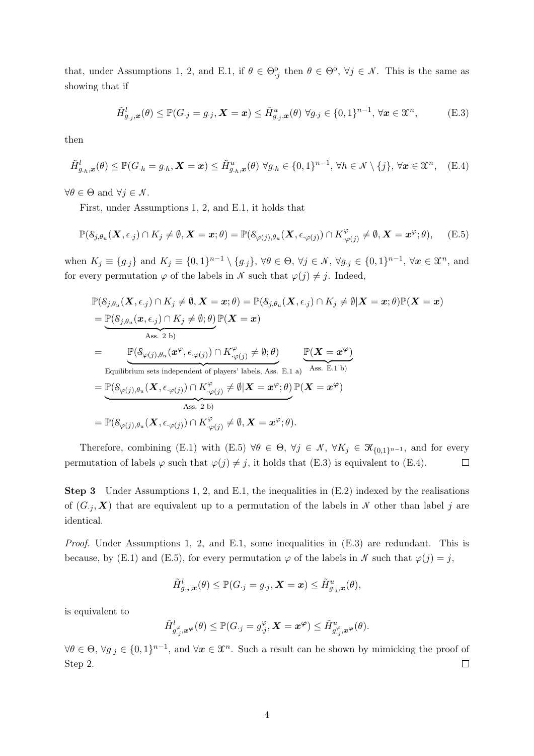that, under Assumptions 1, 2, and E.1, if $\theta \in \Theta^{o}_{\cdot j}$ then $\theta \in \Theta^{o}$, $\forall j \in \mathcal{N}$. This is the same as showing that if

$$\tilde{H}^{l}_{g_{\cdot j},\boldsymbol{x}}(\theta) \leq \mathbb{P}(G_{\cdot j} = g_{\cdot j}, \boldsymbol{X} = \boldsymbol{x}) \leq \tilde{H}^{u}_{g_{\cdot j},\boldsymbol{x}}(\theta) \;\forall g_{\cdot j} \in \{0,1\}^{n-1}, \,\forall \boldsymbol{x} \in \mathfrak{X}^{n}, \tag{E.3}$$

then

$$\tilde{H}^{l}_{g_{\cdot h},\boldsymbol{x}}(\theta) \leq \mathbb{P}(G_{\cdot h} = g_{\cdot h}, \boldsymbol{X} = \boldsymbol{x}) \leq \tilde{H}^{u}_{g_{\cdot h},\boldsymbol{x}}(\theta) \;\forall g_{\cdot h} \in \{0,1\}^{n-1}, \,\forall h \in \mathcal{N} \setminus \{j\}, \,\forall \boldsymbol{x} \in \mathfrak{X}^{n}, \tag{E.4}$$

$\forall \theta \in \Theta$ and $\forall j \in \mathcal{N}$.

First, under Assumptions 1, 2, and E.1, it holds that

$$\mathbb{P}(\mathcal{S}_{j,\theta_u}(\boldsymbol{X}, \epsilon_{\cdot j}) \cap K_j \neq \emptyset, \boldsymbol{X} = \boldsymbol{x}; \theta) = \mathbb{P}(\mathcal{S}_{\varphi(j),\theta_u}(\boldsymbol{X}, \epsilon_{\cdot \varphi(j)}) \cap K^{\varphi}_{\cdot \varphi(j)} \neq \emptyset, \boldsymbol{X} = \boldsymbol{x}^{\varphi}; \theta), \tag{E.5}$$

when $K_j \equiv \{g_{\cdot j}\}$ and $K_j \equiv \{0,1\}^{n-1} \setminus \{g_{\cdot j}\}$, $\forall \theta \in \Theta$, $\forall j \in \mathcal{N}$, $\forall g_{\cdot j} \in \{0,1\}^{n-1}$, $\forall \boldsymbol{x} \in \mathfrak{X}^{n}$, and for every permutation $\varphi$ of the labels in $\mathcal{N}$ such that $\varphi(j) \neq j$. Indeed,

$$\begin{aligned}
&\mathbb{P}(\mathcal{S}_{j,\theta_u}(\boldsymbol{X}, \epsilon_{\cdot j}) \cap K_j \neq \emptyset, \boldsymbol{X} = \boldsymbol{x}; \theta) = \mathbb{P}(\mathcal{S}_{j,\theta_u}(\boldsymbol{X}, \epsilon_{\cdot j}) \cap K_j \neq \emptyset | \boldsymbol{X} = \boldsymbol{x}; \theta)\mathbb{P}(\boldsymbol{X} = \boldsymbol{x}) \\
&= \underbrace{\mathbb{P}(\mathcal{S}_{j,\theta_u}(\boldsymbol{x}, \epsilon_{\cdot j}) \cap K_j \neq \emptyset; \theta)}_{\text{Ass. 2 b)}}\mathbb{P}(\boldsymbol{X} = \boldsymbol{x}) \\
&= \underbrace{\mathbb{P}(\mathcal{S}_{\varphi(j),\theta_u}(\boldsymbol{x}^{\varphi}, \epsilon_{\cdot \varphi(j)}) \cap K^{\varphi}_{\cdot \varphi(j)} \neq \emptyset; \theta)}_{\text{Equilibrium sets independent of players' labels, Ass. E.1 a)}} \quad \underbrace{\mathbb{P}(\boldsymbol{X} = \boldsymbol{x}^{\varphi})}_{\text{Ass. E.1 b)}} \\
&= \underbrace{\mathbb{P}(\mathcal{S}_{\varphi(j),\theta_u}(\boldsymbol{X}, \epsilon_{\cdot \varphi(j)}) \cap K^{\varphi}_{\cdot \varphi(j)} \neq \emptyset | \boldsymbol{X} = \boldsymbol{x}^{\varphi}; \theta)}_{\text{Ass. 2 b)}}\mathbb{P}(\boldsymbol{X} = \boldsymbol{x}^{\varphi}) \\
&= \mathbb{P}(\mathcal{S}_{\varphi(j),\theta_u}(\boldsymbol{X}, \epsilon_{\cdot \varphi(j)}) \cap K^{\varphi}_{\cdot \varphi(j)} \neq \emptyset, \boldsymbol{X} = \boldsymbol{x}^{\varphi}; \theta).
\end{aligned}$$

Therefore, combining (E.1) with (E.5) $\forall \theta \in \Theta$, $\forall j \in \mathcal{N}$, $\forall K_j \in \mathcal{K}_{\{0,1\}^{n-1}}$, and for every permutation of labels $\varphi$ such that $\varphi(j) \neq j$, it holds that (E.3) is equivalent to (E.4). $\square$

**Step 3** Under Assumptions 1, 2, and E.1, the inequalities in (E.2) indexed by the realisations of $(G_{\cdot j}, \boldsymbol{X})$ that are equivalent up to a permutation of the labels in $\mathcal{N}$ other than label $j$ are identical.

*Proof.* Under Assumptions 1, 2, and E.1, some inequalities in (E.3) are redundant. This is because, by (E.1) and (E.5), for every permutation $\varphi$ of the labels in $\mathcal{N}$ such that $\varphi(j) = j$,

$$\tilde{H}^{l}_{g_{\cdot j},\boldsymbol{x}}(\theta) \leq \mathbb{P}(G_{\cdot j} = g_{\cdot j}, \boldsymbol{X} = \boldsymbol{x}) \leq \tilde{H}^{u}_{g_{\cdot j},\boldsymbol{x}}(\theta),$$

is equivalent to

$$\tilde{H}^{l}_{g^{\varphi}_{\cdot j},\boldsymbol{x}^{\varphi}}(\theta) \leq \mathbb{P}(G_{\cdot j} = g^{\varphi}_{\cdot j}, \boldsymbol{X} = \boldsymbol{x}^{\varphi}) \leq \tilde{H}^{u}_{g^{\varphi}_{\cdot j},\boldsymbol{x}^{\varphi}}(\theta).$$

$\forall \theta \in \Theta$, $\forall g_{\cdot j} \in \{0,1\}^{n-1}$, and $\forall \boldsymbol{x} \in \mathfrak{X}^{n}$. Such a result can be shown by mimicking the proof of Step 2. $\square$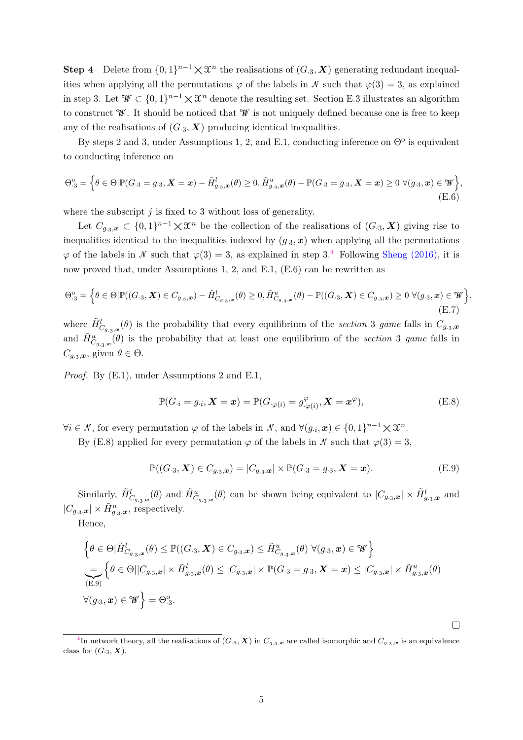**Step 4** Delete from $\{0,1\}^{n-1} \times \mathfrak{X}^n$ the realisations of $(G_{\cdot 3}, \boldsymbol{X})$ generating redundant inequalities when applying all the permutations $\varphi$ of the labels in $\mathcal{N}$ such that $\varphi(3) = 3$, as explained in step 3. Let $\mathcal{W} \subset \{0,1\}^{n-1} \times \mathfrak{X}^n$ denote the resulting set. Section E.3 illustrates an algorithm to construct $\mathcal{W}$. It should be noticed that $\mathcal{W}$ is not uniquely defined because one is free to keep any of the realisations of $(G_{\cdot 3}, \boldsymbol{X})$ producing identical inequalities.

By steps 2 and 3, under Assumptions 1, 2, and E.1, conducting inference on $\Theta^o$ is equivalent to conducting inference on

$$\Theta^o_{\cdot 3} = \Big\{\theta \in \Theta | \mathbb{P}(G_{\cdot 3} = g_{\cdot 3}, \boldsymbol{X} = \boldsymbol{x}) - \tilde{H}^l_{g_{\cdot 3}, \boldsymbol{x}}(\theta) \geq 0, \tilde{H}^u_{g_{\cdot 3}, \boldsymbol{x}}(\theta) - \mathbb{P}(G_{\cdot 3} = g_{\cdot 3}, \boldsymbol{X} = \boldsymbol{x}) \geq 0 \ \forall (g_{\cdot 3}, \boldsymbol{x}) \in \mathcal{W}\Big\}, \tag{E.6}$$

where the subscript $j$ is fixed to 3 without loss of generality.

Let $C_{g_{\cdot 3}, \boldsymbol{x}} \subset \{0,1\}^{n-1} \times \mathfrak{X}^n$ be the collection of the realisations of $(G_{\cdot 3}, \boldsymbol{X})$ giving rise to inequalities identical to the inequalities indexed by $(g_{\cdot 3}, \boldsymbol{x})$ when applying all the permutations $\varphi$ of the labels in $\mathcal{N}$ such that $\varphi(3) = 3$, as explained in step 3.[4] Following Sheng (2016), it is now proved that, under Assumptions 1, 2, and E.1, (E.6) can be rewritten as

$$\Theta^o_{\cdot 3} = \Big\{\theta \in \Theta | \mathbb{P}((G_{\cdot 3}, \boldsymbol{X}) \in C_{g_{\cdot 3}, \boldsymbol{x}}) - \tilde{H}^l_{C_{g_{\cdot 3}, \boldsymbol{x}}}(\theta) \geq 0, \tilde{H}^u_{C_{g_{\cdot 3}, \boldsymbol{x}}}(\theta) - \mathbb{P}((G_{\cdot 3}, \boldsymbol{X}) \in C_{g_{\cdot 3}, \boldsymbol{x}}) \geq 0 \ \forall (g_{\cdot 3}, \boldsymbol{x}) \in \mathcal{W}\Big\}, \tag{E.7}$$

where $\tilde{H}^l_{C_{g_{\cdot 3}, \boldsymbol{x}}}(\theta)$ is the probability that every equilibrium of the *section* 3 *game* falls in $C_{g_{\cdot 3}, \boldsymbol{x}}$ and $\tilde{H}^u_{C_{g_{\cdot 3}, \boldsymbol{x}}}(\theta)$ is the probability that at least one equilibrium of the *section* 3 *game* falls in $C_{g_{\cdot 3}, \boldsymbol{x}}$, given $\theta \in \Theta$.

*Proof.* By (E.1), under Assumptions 2 and E.1,

$$\mathbb{P}(G_{\cdot i} = g_{\cdot i}, \boldsymbol{X} = \boldsymbol{x}) = \mathbb{P}(G_{\cdot \varphi(i)} = g^{\varphi}_{\cdot \varphi(i)}, \boldsymbol{X} = \boldsymbol{x}^{\varphi}), \tag{E.8}$$

$\forall i \in \mathcal{N}$, for every permutation $\varphi$ of the labels in $\mathcal{N}$, and $\forall (g_{\cdot i}, \boldsymbol{x}) \in \{0,1\}^{n-1} \times \mathfrak{X}^n$.

By (E.8) applied for every permutation $\varphi$ of the labels in $\mathcal{N}$ such that $\varphi(3) = 3$,

$$\mathbb{P}((G_{\cdot 3}, \boldsymbol{X}) \in C_{g_{\cdot 3}, \boldsymbol{x}}) = |C_{g_{\cdot 3}, \boldsymbol{x}}| \times \mathbb{P}(G_{\cdot 3} = g_{\cdot 3}, \boldsymbol{X} = \boldsymbol{x}). \tag{E.9}$$

Similarly, $\tilde{H}^l_{C_{g_{\cdot 3}, \boldsymbol{x}}}(\theta)$ and $\tilde{H}^u_{C_{g_{\cdot 3}, \boldsymbol{x}}}(\theta)$ can be shown being equivalent to $|C_{g_{\cdot 3}, \boldsymbol{x}}| \times \tilde{H}^l_{g_{\cdot 3}, \boldsymbol{x}}$ and $|C_{g_{\cdot 3}, \boldsymbol{x}}| \times \tilde{H}^u_{g_{\cdot 3}, \boldsymbol{x}}$, respectively.

Hence,

$$\begin{aligned}
&\Big\{\theta \in \Theta | \tilde{H}^l_{C_{g_{\cdot 3}, \boldsymbol{x}}}(\theta) \leq \mathbb{P}((G_{\cdot 3}, \boldsymbol{X}) \in C_{g_{\cdot 3}, \boldsymbol{x}}) \leq \tilde{H}^u_{C_{g_{\cdot 3}, \boldsymbol{x}}}(\theta) \ \forall (g_{\cdot 3}, \boldsymbol{x}) \in \mathcal{W}\Big\} \\
&\underbrace{=}_{\text{(E.9)}} \Big\{\theta \in \Theta || C_{g_{\cdot 3}, \boldsymbol{x}}| \times \tilde{H}^l_{g_{\cdot 3}, \boldsymbol{x}}(\theta) \leq |C_{g_{\cdot 3}, \boldsymbol{x}}| \times \mathbb{P}(G_{\cdot 3} = g_{\cdot 3}, \boldsymbol{X} = \boldsymbol{x}) \leq |C_{g_{\cdot 3}, \boldsymbol{x}}| \times \tilde{H}^u_{g_{\cdot 3}, \boldsymbol{x}}(\theta) \\
&\forall (g_{\cdot 3}, \boldsymbol{x}) \in \mathcal{W}\Big\} = \Theta^o_{\cdot 3}.
\end{aligned}$$

□

[4] In network theory, all the realisations of $(G_{\cdot 3}, \boldsymbol{X})$ in $C_{g_{\cdot 3}, \boldsymbol{x}}$ are called isomorphic and $C_{g_{\cdot 3}, \boldsymbol{x}}$ is an equivalence class for $(G_{\cdot 3}, \boldsymbol{X})$.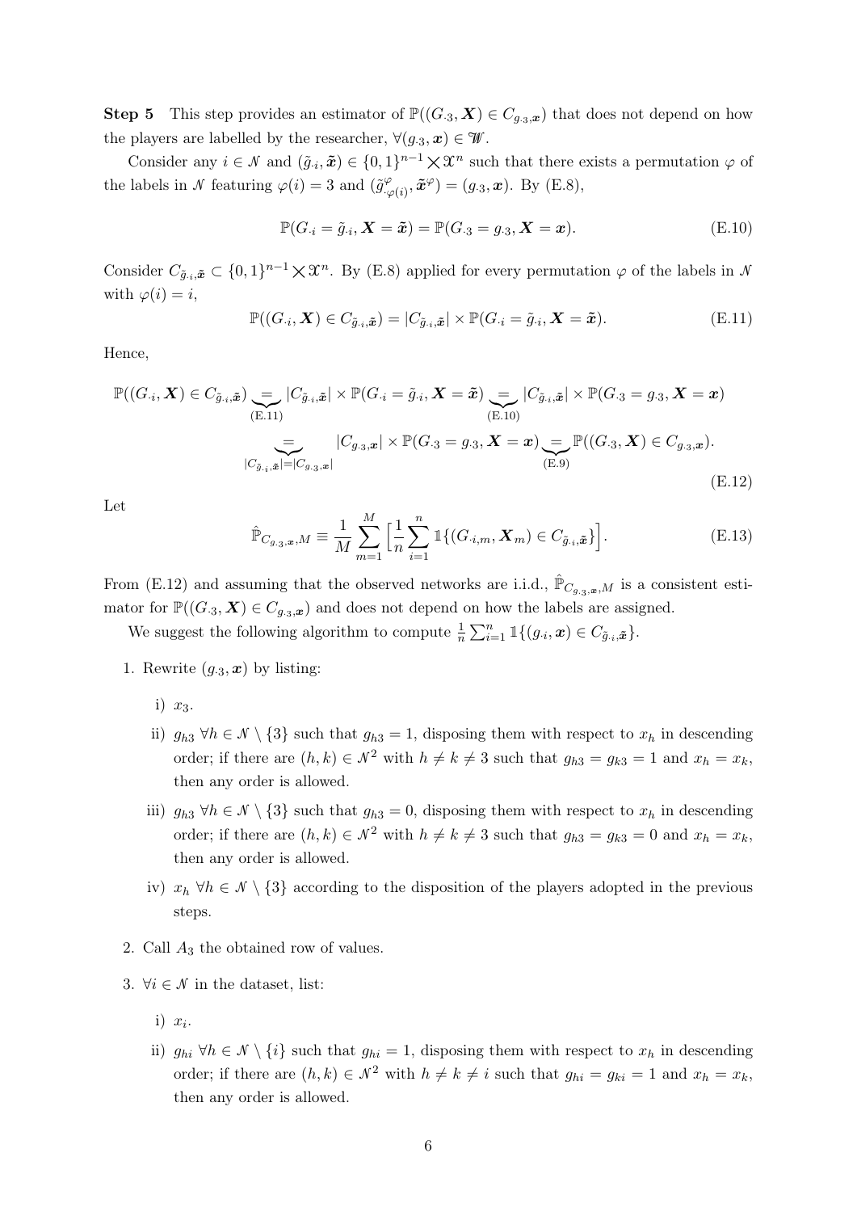**Step 5** This step provides an estimator of $\mathbb{P}((G_{\cdot 3}, \boldsymbol{X}) \in C_{g_{\cdot 3}, \boldsymbol{x}})$ that does not depend on how the players are labelled by the researcher, $\forall (g_{\cdot 3}, \boldsymbol{x}) \in \mathscr{W}$.

Consider any $i \in \mathcal{N}$ and $(\tilde{g}_{\cdot i}, \tilde{\boldsymbol{x}}) \in \{0,1\}^{n-1} \times \mathfrak{X}^n$ such that there exists a permutation $\varphi$ of the labels in $\mathcal{N}$ featuring $\varphi(i) = 3$ and $(\tilde{g}^{\varphi}_{\cdot \varphi(i)}, \tilde{\boldsymbol{x}}^{\varphi}) = (g_{\cdot 3}, \boldsymbol{x})$. By (E.8),

$$\mathbb{P}(G_{\cdot i} = \tilde{g}_{\cdot i}, \boldsymbol{X} = \tilde{\boldsymbol{x}}) = \mathbb{P}(G_{\cdot 3} = g_{\cdot 3}, \boldsymbol{X} = \boldsymbol{x}). \tag{E.10}$$

Consider $C_{\tilde{g}_{\cdot i}, \tilde{\boldsymbol{x}}} \subset \{0,1\}^{n-1} \times \mathfrak{X}^n$. By (E.8) applied for every permutation $\varphi$ of the labels in $\mathcal{N}$ with $\varphi(i) = i$,

$$\mathbb{P}((G_{\cdot i}, \boldsymbol{X}) \in C_{\tilde{g}_{\cdot i}, \tilde{\boldsymbol{x}}}) = |C_{\tilde{g}_{\cdot i}, \tilde{\boldsymbol{x}}}| \times \mathbb{P}(G_{\cdot i} = \tilde{g}_{\cdot i}, \boldsymbol{X} = \tilde{\boldsymbol{x}}). \tag{E.11}$$

Hence,

$$\begin{aligned}
\mathbb{P}((G_{\cdot i}, \boldsymbol{X}) \in C_{\tilde{g}_{\cdot i}, \tilde{\boldsymbol{x}}}) \underbrace{=}_{\text{(E.11)}} |C_{\tilde{g}_{\cdot i}, \tilde{\boldsymbol{x}}}| \times \mathbb{P}(G_{\cdot i} = \tilde{g}_{\cdot i}, \boldsymbol{X} = \tilde{\boldsymbol{x}}) \underbrace{=}_{\text{(E.10)}} |C_{\tilde{g}_{\cdot i}, \tilde{\boldsymbol{x}}}| \times \mathbb{P}(G_{\cdot 3} = g_{\cdot 3}, \boldsymbol{X} = \boldsymbol{x}) \\
\underbrace{=}_{|C_{\tilde{g}_{\cdot i}, \tilde{\boldsymbol{x}}}| = |C_{g_{\cdot 3}, \boldsymbol{x}}|} |C_{g_{\cdot 3}, \boldsymbol{x}}| \times \mathbb{P}(G_{\cdot 3} = g_{\cdot 3}, \boldsymbol{X} = \boldsymbol{x}) \underbrace{=}_{\text{(E.9)}} \mathbb{P}((G_{\cdot 3}, \boldsymbol{X}) \in C_{g_{\cdot 3}, \boldsymbol{x}}).
\end{aligned} \tag{E.12}$$

Let

$$\hat{\mathbb{P}}_{C_{g_{\cdot 3}, \boldsymbol{x}}, M} \equiv \frac{1}{M} \sum_{m=1}^{M} \Big[ \frac{1}{n} \sum_{i=1}^{n} \mathbb{1}\{(G_{\cdot i, m}, \boldsymbol{X}_m) \in C_{\tilde{g}_{\cdot i}, \tilde{\boldsymbol{x}}}\} \Big]. \tag{E.13}$$

From (E.12) and assuming that the observed networks are i.i.d., $\hat{\mathbb{P}}_{C_{g_{\cdot 3}, \boldsymbol{x}}, M}$ is a consistent estimator for $\mathbb{P}((G_{\cdot 3}, \boldsymbol{X}) \in C_{g_{\cdot 3}, \boldsymbol{x}})$ and does not depend on how the labels are assigned.

We suggest the following algorithm to compute $\frac{1}{n} \sum_{i=1}^{n} \mathbb{1}\{(g_{\cdot i}, \boldsymbol{x}) \in C_{\tilde{g}_{\cdot i}, \tilde{\boldsymbol{x}}}\}$.

1. Rewrite $(g_{\cdot 3}, \boldsymbol{x})$ by listing:

   i) $x_3$.

   ii) $g_{h3}$ $\forall h \in \mathcal{N} \setminus \{3\}$ such that $g_{h3} = 1$, disposing them with respect to $x_h$ in descending order; if there are $(h, k) \in \mathcal{N}^2$ with $h \neq k \neq 3$ such that $g_{h3} = g_{k3} = 1$ and $x_h = x_k$, then any order is allowed.

   iii) $g_{h3}$ $\forall h \in \mathcal{N} \setminus \{3\}$ such that $g_{h3} = 0$, disposing them with respect to $x_h$ in descending order; if there are $(h, k) \in \mathcal{N}^2$ with $h \neq k \neq 3$ such that $g_{h3} = g_{k3} = 0$ and $x_h = x_k$, then any order is allowed.

   iv) $x_h$ $\forall h \in \mathcal{N} \setminus \{3\}$ according to the disposition of the players adopted in the previous steps.

2. Call $A_3$ the obtained row of values.

3. $\forall i \in \mathcal{N}$ in the dataset, list:

   i) $x_i$.

   ii) $g_{hi}$ $\forall h \in \mathcal{N} \setminus \{i\}$ such that $g_{hi} = 1$, disposing them with respect to $x_h$ in descending order; if there are $(h, k) \in \mathcal{N}^2$ with $h \neq k \neq i$ such that $g_{hi} = g_{ki} = 1$ and $x_h = x_k$, then any order is allowed.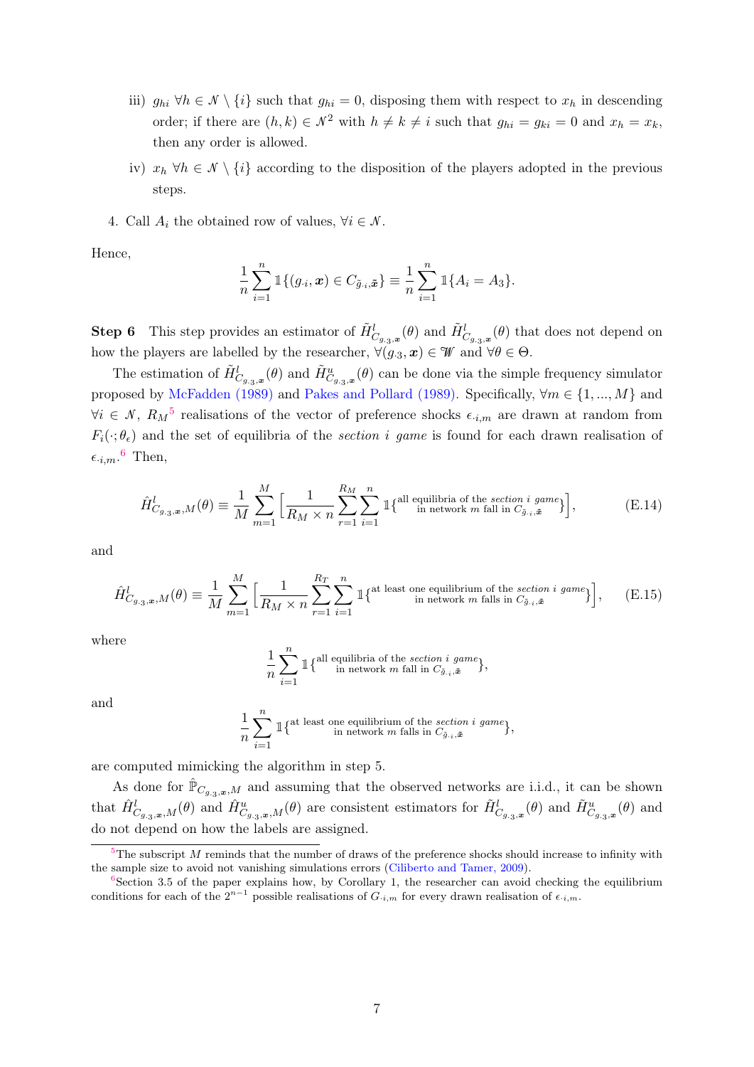iii) $g_{hi}$ $\forall h \in \mathcal{N} \setminus \{i\}$ such that $g_{hi} = 0$, disposing them with respect to $x_h$ in descending order; if there are $(h,k) \in \mathcal{N}^2$ with $h \neq k \neq i$ such that $g_{hi} = g_{ki} = 0$ and $x_h = x_k$, then any order is allowed.

iv) $x_h$ $\forall h \in \mathcal{N} \setminus \{i\}$ according to the disposition of the players adopted in the previous steps.

4. Call $A_i$ the obtained row of values, $\forall i \in \mathcal{N}$.

Hence,

$$\frac{1}{n}\sum_{i=1}^{n} \mathbb{1}\{(g_{\cdot i}, \boldsymbol{x}) \in C_{\tilde{g}_{\cdot i}, \tilde{\boldsymbol{x}}}\} \equiv \frac{1}{n}\sum_{i=1}^{n} \mathbb{1}\{A_i = A_3\}.$$

**Step 6** This step provides an estimator of $\tilde{H}^l_{C_{g_{\cdot 3},\boldsymbol{x}}}(\theta)$ and $\tilde{H}^l_{C_{g_{\cdot 3},\boldsymbol{x}}}(\theta)$ that does not depend on how the players are labelled by the researcher, $\forall (g_{\cdot 3}, \boldsymbol{x}) \in \mathscr{W}$ and $\forall \theta \in \Theta$.

The estimation of $\tilde{H}^l_{C_{g_{\cdot 3},\boldsymbol{x}}}(\theta)$ and $\tilde{H}^u_{C_{g_{\cdot 3},\boldsymbol{x}}}(\theta)$ can be done via the simple frequency simulator proposed by McFadden (1989) and Pakes and Pollard (1989). Specifically, $\forall m \in \{1, ..., M\}$ and $\forall i \in \mathcal{N}$, $R_M$[5] realisations of the vector of preference shocks $\epsilon_{\cdot i,m}$ are drawn at random from $F_i(\cdot;\theta_\epsilon)$ and the set of equilibria of the *section i game* is found for each drawn realisation of $\epsilon_{\cdot i,m}$.[6] Then,

$$\hat{H}^l_{C_{g_{\cdot 3},\boldsymbol{x}},M}(\theta) \equiv \frac{1}{M}\sum_{m=1}^{M}\Big[\frac{1}{R_M \times n}\sum_{r=1}^{R_M}\sum_{i=1}^{n}\mathbb{1}\{^{\text{all equilibria of the } \textit{section i game}}_{\text{in network } m \text{ fall in } C_{\tilde{g}_{\cdot i},\tilde{\boldsymbol{x}}}}\}\Big], \tag{E.14}$$

and

$$\hat{H}^l_{C_{g_{\cdot 3},\boldsymbol{x}},M}(\theta) \equiv \frac{1}{M}\sum_{m=1}^{M}\Big[\frac{1}{R_M \times n}\sum_{r=1}^{R_T}\sum_{i=1}^{n}\mathbb{1}\{^{\text{at least one equilibrium of the } \textit{section i game}}_{\text{in network } m \text{ falls in } C_{\tilde{g}_{\cdot i},\tilde{\boldsymbol{x}}}}\}\Big], \tag{E.15}$$

where

$$\frac{1}{n}\sum_{i=1}^{n}\mathbb{1}\{^{\text{all equilibria of the } \textit{section i game}}_{\text{in network } m \text{ fall in } C_{\tilde{g}_{\cdot i},\tilde{\boldsymbol{x}}}}\},$$

and

$$\frac{1}{n}\sum_{i=1}^{n}\mathbb{1}\{^{\text{at least one equilibrium of the } \textit{section i game}}_{\text{in network } m \text{ falls in } C_{\tilde{g}_{\cdot i},\tilde{\boldsymbol{x}}}}\},$$

are computed mimicking the algorithm in step 5.

As done for $\hat{\mathbb{P}}_{C_{g_{\cdot 3},\boldsymbol{x}},M}$ and assuming that the observed networks are i.i.d., it can be shown that $\hat{H}^l_{C_{g_{\cdot 3},\boldsymbol{x}},M}(\theta)$ and $\hat{H}^u_{C_{g_{\cdot 3},\boldsymbol{x}},M}(\theta)$ are consistent estimators for $\tilde{H}^l_{C_{g_{\cdot 3},\boldsymbol{x}}}(\theta)$ and $\tilde{H}^u_{C_{g_{\cdot 3},\boldsymbol{x}}}(\theta)$ and do not depend on how the labels are assigned.

---

[5] The subscript $M$ reminds that the number of draws of the preference shocks should increase to infinity with the sample size to avoid not vanishing simulations errors (Ciliberto and Tamer, 2009).

[6] Section 3.5 of the paper explains how, by Corollary 1, the researcher can avoid checking the equilibrium conditions for each of the $2^{n-1}$ possible realisations of $G_{\cdot i,m}$ for every drawn realisation of $\epsilon_{\cdot i,m}$.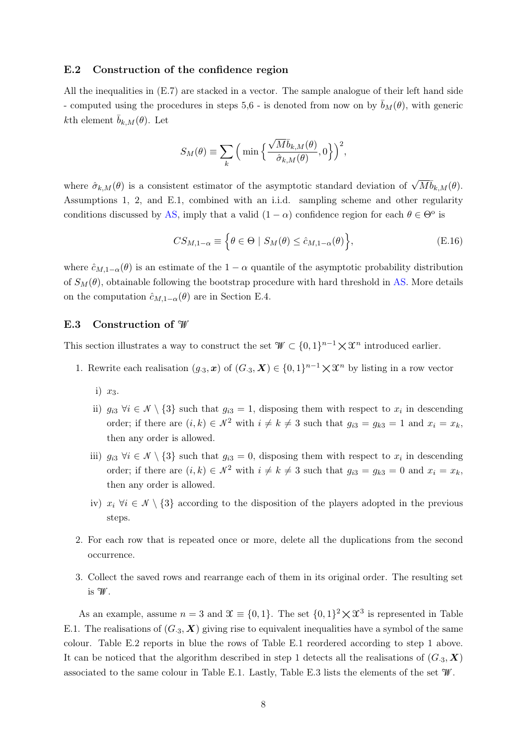### E.2 Construction of the confidence region

All the inequalities in (E.7) are stacked in a vector. The sample analogue of their left hand side - computed using the procedures in steps 5,6 - is denoted from now on by $\bar{b}_M(\theta)$, with generic $k$th element $\bar{b}_{k,M}(\theta)$. Let

$$S_M(\theta) \equiv \sum_k \Big( \min \Big\{ \frac{\sqrt{M}\bar{b}_{k,M}(\theta)}{\hat{\sigma}_{k,M}(\theta)}, 0 \Big\} \Big)^2,$$

where $\hat{\sigma}_{k,M}(\theta)$ is a consistent estimator of the asymptotic standard deviation of $\sqrt{M}\bar{b}_{k,M}(\theta)$. Assumptions 1, 2, and E.1, combined with an i.i.d. sampling scheme and other regularity conditions discussed by AS, imply that a valid $(1-\alpha)$ confidence region for each $\theta \in \Theta^{\text{o}}$ is

$$CS_{M,1-\alpha} \equiv \Big\{ \theta \in \Theta \mid S_M(\theta) \leq \hat{c}_{M,1-\alpha}(\theta) \Big\}, \tag{E.16}$$

where $\hat{c}_{M,1-\alpha}(\theta)$ is an estimate of the $1-\alpha$ quantile of the asymptotic probability distribution of $S_M(\theta)$, obtainable following the bootstrap procedure with hard threshold in AS. More details on the computation $\hat{c}_{M,1-\alpha}(\theta)$ are in Section E.4.

### E.3 Construction of $\mathscr{W}$

This section illustrates a way to construct the set $\mathscr{W} \subset \{0,1\}^{n-1} \times \mathfrak{X}^n$ introduced earlier.

1. Rewrite each realisation $(g_{\cdot 3}, \boldsymbol{x})$ of $(G_{\cdot 3}, \boldsymbol{X}) \in \{0,1\}^{n-1} \times \mathfrak{X}^n$ by listing in a row vector
   i) $x_3$.
   ii) $g_{i3}$ $\forall i \in \mathcal{N} \setminus \{3\}$ such that $g_{i3} = 1$, disposing them with respect to $x_i$ in descending order; if there are $(i,k) \in \mathcal{N}^2$ with $i \neq k \neq 3$ such that $g_{i3} = g_{k3} = 1$ and $x_i = x_k$, then any order is allowed.
   iii) $g_{i3}$ $\forall i \in \mathcal{N} \setminus \{3\}$ such that $g_{i3} = 0$, disposing them with respect to $x_i$ in descending order; if there are $(i,k) \in \mathcal{N}^2$ with $i \neq k \neq 3$ such that $g_{i3} = g_{k3} = 0$ and $x_i = x_k$, then any order is allowed.
   iv) $x_i$ $\forall i \in \mathcal{N} \setminus \{3\}$ according to the disposition of the players adopted in the previous steps.
2. For each row that is repeated once or more, delete all the duplications from the second occurrence.
3. Collect the saved rows and rearrange each of them in its original order. The resulting set is $\mathscr{W}$.

As an example, assume $n = 3$ and $\mathfrak{X} \equiv \{0,1\}$. The set $\{0,1\}^2 \times \mathfrak{X}^3$ is represented in Table E.1. The realisations of $(G_{\cdot 3}, \boldsymbol{X})$ giving rise to equivalent inequalities have a symbol of the same colour. Table E.2 reports in blue the rows of Table E.1 reordered according to step 1 above. It can be noticed that the algorithm described in step 1 detects all the realisations of $(G_{\cdot 3}, \boldsymbol{X})$ associated to the same colour in Table E.1. Lastly, Table E.3 lists the elements of the set $\mathscr{W}$.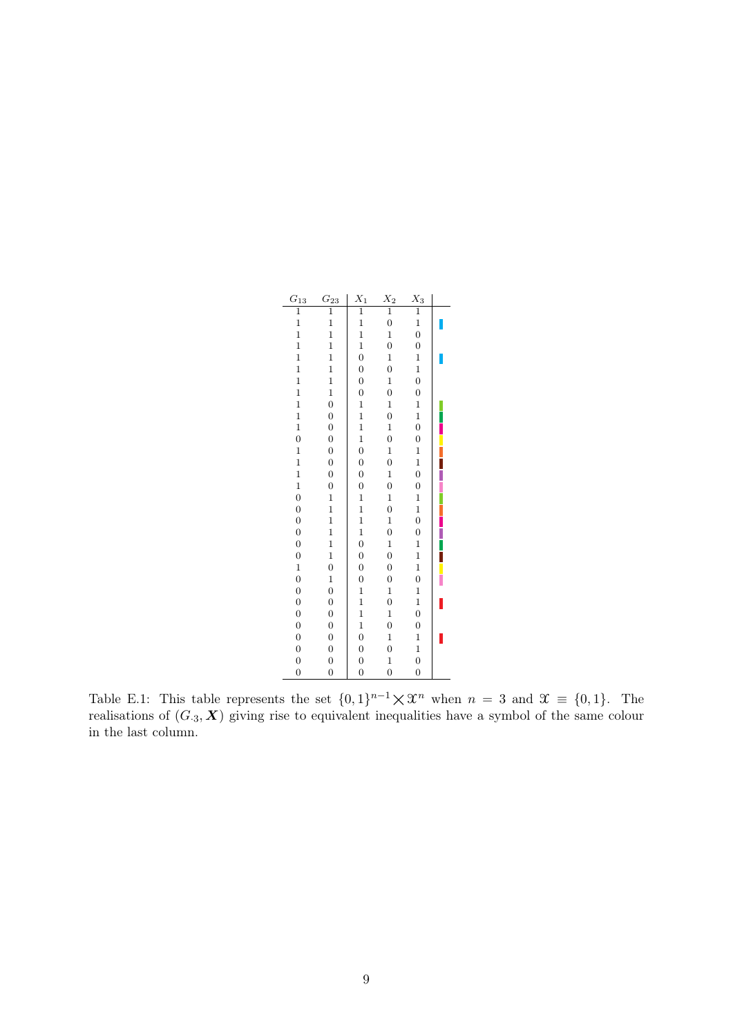| $G_{13}$ | $G_{23}$ | $X_1$ | $X_2$ | $X_3$ | |
|---|---|---|---|---|---|
| 1 | 1 | 1 | 1 | 1 | |
| 1 | 1 | 1 | 0 | 1 | (blue) |
| 1 | 1 | 1 | 1 | 0 | |
| 1 | 1 | 1 | 0 | 0 | |
| 1 | 1 | 0 | 1 | 1 | (blue) |
| 1 | 1 | 0 | 0 | 1 | |
| 1 | 1 | 0 | 1 | 0 | |
| 1 | 1 | 0 | 0 | 0 | |
| 1 | 0 | 1 | 1 | 1 | (light green) |
| 1 | 0 | 1 | 0 | 1 | (green) |
| 1 | 0 | 1 | 1 | 0 | (magenta) |
| 0 | 0 | 1 | 0 | 0 | (yellow) |
| 1 | 0 | 0 | 1 | 1 | (orange) |
| 1 | 0 | 0 | 0 | 1 | (brown) |
| 1 | 0 | 0 | 1 | 0 | (purple) |
| 1 | 0 | 0 | 0 | 0 | (pink) |
| 0 | 1 | 1 | 1 | 1 | (light green) |
| 0 | 1 | 1 | 0 | 1 | (orange) |
| 0 | 1 | 1 | 1 | 0 | (magenta) |
| 0 | 1 | 1 | 0 | 0 | (purple) |
| 0 | 1 | 0 | 1 | 1 | (green) |
| 0 | 1 | 0 | 0 | 1 | (brown) |
| 1 | 0 | 0 | 0 | 1 | (yellow) |
| 0 | 1 | 0 | 0 | 0 | (pink) |
| 0 | 0 | 1 | 1 | 1 | |
| 0 | 0 | 1 | 0 | 1 | (red) |
| 0 | 0 | 1 | 1 | 0 | |
| 0 | 0 | 1 | 0 | 0 | |
| 0 | 0 | 0 | 1 | 1 | (red) |
| 0 | 0 | 0 | 0 | 1 | |
| 0 | 0 | 0 | 1 | 0 | |
| 0 | 0 | 0 | 0 | 0 | |

Table E.1: This table represents the set $\{0,1\}^{n-1} \times \mathfrak{X}^n$ when $n = 3$ and $\mathfrak{X} \equiv \{0,1\}$. The realisations of $(G_{\cdot 3}, \boldsymbol{X})$ giving rise to equivalent inequalities have a symbol of the same colour in the last column.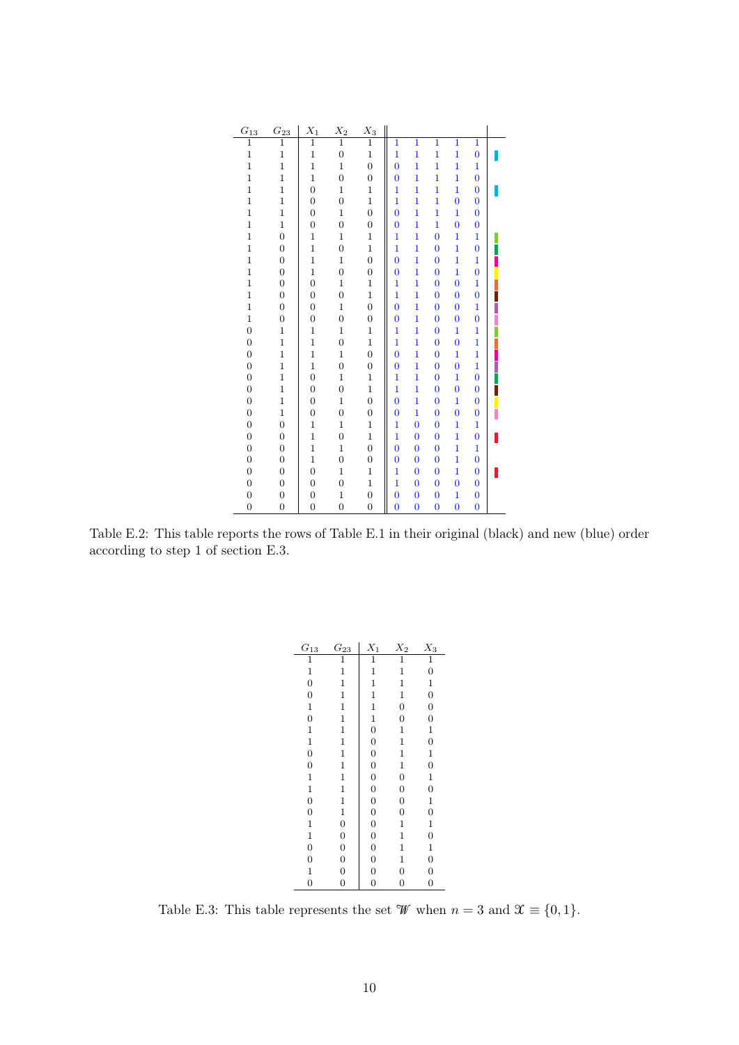| $G_{13}$ | $G_{23}$ | $X_1$ | $X_2$ | $X_3$ | | | | | | |
|---|---|---|---|---|---|---|---|---|---|---|
| 1 | 1 | 1 | 1 | 1 | 1 | 1 | 1 | 1 | 1 | |
| 1 | 1 | 1 | 0 | 1 | 1 | 1 | 1 | 1 | 0 | |
| 1 | 1 | 1 | 1 | 0 | 0 | 1 | 1 | 1 | 1 | |
| 1 | 1 | 1 | 0 | 0 | 0 | 1 | 1 | 1 | 0 | |
| 1 | 1 | 0 | 1 | 1 | 1 | 1 | 1 | 1 | 0 | |
| 1 | 1 | 0 | 0 | 1 | 1 | 1 | 1 | 0 | 0 | |
| 1 | 1 | 0 | 1 | 0 | 0 | 1 | 1 | 1 | 0 | |
| 1 | 1 | 0 | 0 | 0 | 0 | 1 | 1 | 0 | 0 | |
| 1 | 0 | 1 | 1 | 1 | 1 | 1 | 0 | 1 | 1 | |
| 1 | 0 | 1 | 0 | 1 | 1 | 1 | 0 | 1 | 0 | |
| 1 | 0 | 1 | 1 | 0 | 0 | 1 | 0 | 1 | 1 | |
| 1 | 0 | 1 | 0 | 0 | 0 | 1 | 0 | 1 | 0 | |
| 1 | 0 | 0 | 1 | 1 | 1 | 1 | 0 | 0 | 1 | |
| 1 | 0 | 0 | 0 | 1 | 1 | 1 | 0 | 0 | 0 | |
| 1 | 0 | 0 | 1 | 0 | 0 | 1 | 0 | 0 | 1 | |
| 1 | 0 | 0 | 0 | 0 | 0 | 1 | 0 | 0 | 0 | |
| 0 | 1 | 1 | 1 | 1 | 1 | 1 | 0 | 1 | 1 | |
| 0 | 1 | 1 | 0 | 1 | 1 | 1 | 0 | 0 | 1 | |
| 0 | 1 | 1 | 1 | 0 | 0 | 1 | 0 | 1 | 1 | |
| 0 | 1 | 1 | 0 | 0 | 0 | 1 | 0 | 0 | 1 | |
| 0 | 1 | 0 | 1 | 1 | 1 | 1 | 0 | 1 | 0 | |
| 0 | 1 | 0 | 0 | 1 | 1 | 1 | 0 | 0 | 0 | |
| 0 | 1 | 0 | 1 | 0 | 0 | 1 | 0 | 1 | 0 | |
| 0 | 1 | 0 | 0 | 0 | 0 | 1 | 0 | 0 | 0 | |
| 0 | 0 | 1 | 1 | 1 | 1 | 0 | 0 | 1 | 1 | |
| 0 | 0 | 1 | 0 | 1 | 1 | 0 | 0 | 1 | 0 | |
| 0 | 0 | 1 | 1 | 0 | 0 | 0 | 0 | 1 | 1 | |
| 0 | 0 | 1 | 0 | 0 | 0 | 0 | 0 | 1 | 0 | |
| 0 | 0 | 0 | 1 | 1 | 1 | 0 | 0 | 1 | 0 | |
| 0 | 0 | 0 | 0 | 1 | 1 | 0 | 0 | 0 | 0 | |
| 0 | 0 | 0 | 1 | 0 | 0 | 0 | 0 | 1 | 0 | |
| 0 | 0 | 0 | 0 | 0 | 0 | 0 | 0 | 0 | 0 | |

Table E.2: This table reports the rows of Table E.1 in their original (black) and new (blue) order according to step 1 of section E.3.

| $G_{13}$ | $G_{23}$ | $X_1$ | $X_2$ | $X_3$ |
|---|---|---|---|---|
| 1 | 1 | 1 | 1 | 1 |
| 1 | 1 | 1 | 1 | 0 |
| 0 | 1 | 1 | 1 | 1 |
| 0 | 1 | 1 | 1 | 0 |
| 1 | 1 | 1 | 0 | 0 |
| 0 | 1 | 1 | 0 | 0 |
| 1 | 1 | 0 | 1 | 1 |
| 1 | 1 | 0 | 1 | 0 |
| 0 | 1 | 0 | 1 | 1 |
| 0 | 1 | 0 | 1 | 0 |
| 1 | 1 | 0 | 0 | 1 |
| 1 | 1 | 0 | 0 | 0 |
| 0 | 1 | 0 | 0 | 1 |
| 0 | 1 | 0 | 0 | 0 |
| 1 | 0 | 0 | 1 | 1 |
| 1 | 0 | 0 | 1 | 0 |
| 0 | 0 | 0 | 1 | 1 |
| 0 | 0 | 0 | 1 | 0 |
| 1 | 0 | 0 | 0 | 0 |
| 0 | 0 | 0 | 0 | 0 |

Table E.3: This table represents the set $\mathscr{W}$ when $n = 3$ and $\mathfrak{X} \equiv \{0, 1\}$.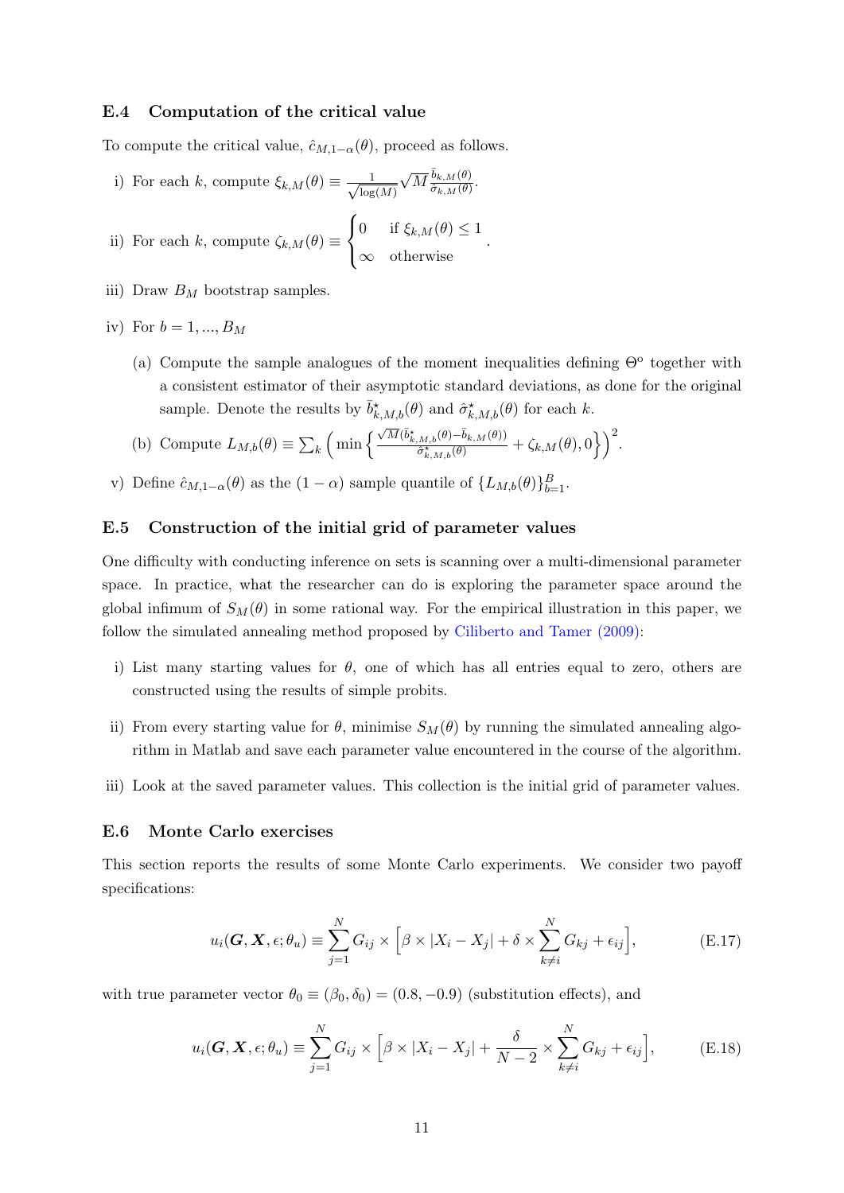### E.4 Computation of the critical value

To compute the critical value, $\hat{c}_{M,1-\alpha}(\theta)$, proceed as follows.

i) For each $k$, compute $\xi_{k,M}(\theta) \equiv \frac{1}{\sqrt{\log(M)}} \sqrt{M} \frac{\bar{b}_{k,M}(\theta)}{\hat{\sigma}_{k,M}(\theta)}$.

ii) For each $k$, compute $\zeta_{k,M}(\theta) \equiv \begin{cases} 0 & \text{if } \xi_{k,M}(\theta) \leq 1 \\ \infty & \text{otherwise} \end{cases}$.

iii) Draw $B_M$ bootstrap samples.

iv) For $b = 1, ..., B_M$

   (a) Compute the sample analogues of the moment inequalities defining $\Theta^o$ together with a consistent estimator of their asymptotic standard deviations, as done for the original sample. Denote the results by $\bar{b}^{\star}_{k,M,b}(\theta)$ and $\hat{\sigma}^{\star}_{k,M,b}(\theta)$ for each $k$.

   (b) Compute $L_{M,b}(\theta) \equiv \sum_k \left( \min \left\{ \frac{\sqrt{M}(\bar{b}^{\star}_{k,M,b}(\theta) - \bar{b}_{k,M}(\theta))}{\hat{\sigma}^{\star}_{k,M,b}(\theta)} + \zeta_{k,M}(\theta), 0 \right\} \right)^2$.

v) Define $\hat{c}_{M,1-\alpha}(\theta)$ as the $(1-\alpha)$ sample quantile of $\{L_{M,b}(\theta)\}_{b=1}^{B}$.

### E.5 Construction of the initial grid of parameter values

One difficulty with conducting inference on sets is scanning over a multi-dimensional parameter space. In practice, what the researcher can do is exploring the parameter space around the global infimum of $S_M(\theta)$ in some rational way. For the empirical illustration in this paper, we follow the simulated annealing method proposed by Ciliberto and Tamer (2009):

i) List many starting values for $\theta$, one of which has all entries equal to zero, others are constructed using the results of simple probits.

ii) From every starting value for $\theta$, minimise $S_M(\theta)$ by running the simulated annealing algorithm in Matlab and save each parameter value encountered in the course of the algorithm.

iii) Look at the saved parameter values. This collection is the initial grid of parameter values.

### E.6 Monte Carlo exercises

This section reports the results of some Monte Carlo experiments. We consider two payoff specifications:

$$u_i(\boldsymbol{G}, \boldsymbol{X}, \epsilon; \theta_u) \equiv \sum_{j=1}^{N} G_{ij} \times \Big[\beta \times |X_i - X_j| + \delta \times \sum_{k \neq i}^{N} G_{kj} + \epsilon_{ij}\Big], \tag{E.17}$$

with true parameter vector $\theta_0 \equiv (\beta_0, \delta_0) = (0.8, -0.9)$ (substitution effects), and

$$u_i(\boldsymbol{G}, \boldsymbol{X}, \epsilon; \theta_u) \equiv \sum_{j=1}^{N} G_{ij} \times \Big[\beta \times |X_i - X_j| + \frac{\delta}{N-2} \times \sum_{k \neq i}^{N} G_{kj} + \epsilon_{ij}\Big], \tag{E.18}$$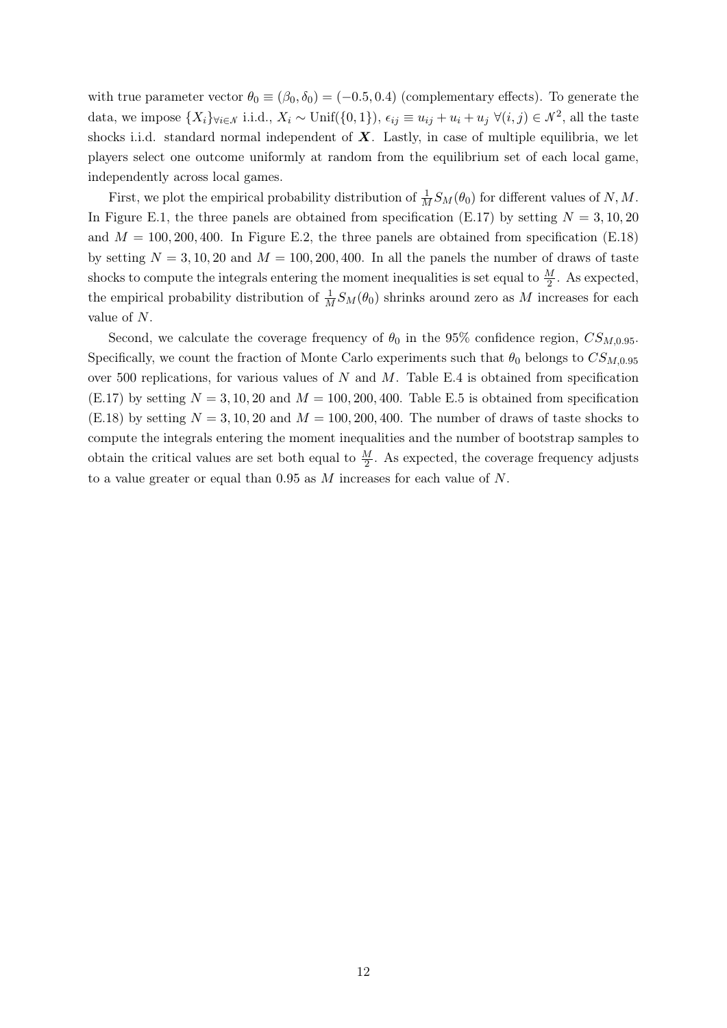with true parameter vector $\theta_0 \equiv (\beta_0, \delta_0) = (-0.5, 0.4)$ (complementary effects). To generate the data, we impose $\{X_i\}_{\forall i \in \mathcal{N}}$ i.i.d., $X_i \sim \text{Unif}(\{0,1\})$, $\epsilon_{ij} \equiv u_{ij} + u_i + u_j \ \forall (i,j) \in \mathcal{N}^2$, all the taste shocks i.i.d. standard normal independent of $\boldsymbol{X}$. Lastly, in case of multiple equilibria, we let players select one outcome uniformly at random from the equilibrium set of each local game, independently across local games.

First, we plot the empirical probability distribution of $\frac{1}{M} S_M(\theta_0)$ for different values of $N, M$. In Figure E.1, the three panels are obtained from specification (E.17) by setting $N = 3, 10, 20$ and $M = 100, 200, 400$. In Figure E.2, the three panels are obtained from specification (E.18) by setting $N = 3, 10, 20$ and $M = 100, 200, 400$. In all the panels the number of draws of taste shocks to compute the integrals entering the moment inequalities is set equal to $\frac{M}{2}$. As expected, the empirical probability distribution of $\frac{1}{M} S_M(\theta_0)$ shrinks around zero as $M$ increases for each value of $N$.

Second, we calculate the coverage frequency of $\theta_0$ in the 95% confidence region, $CS_{M,0.95}$. Specifically, we count the fraction of Monte Carlo experiments such that $\theta_0$ belongs to $CS_{M,0.95}$ over 500 replications, for various values of $N$ and $M$. Table E.4 is obtained from specification (E.17) by setting $N = 3, 10, 20$ and $M = 100, 200, 400$. Table E.5 is obtained from specification (E.18) by setting $N = 3, 10, 20$ and $M = 100, 200, 400$. The number of draws of taste shocks to compute the integrals entering the moment inequalities and the number of bootstrap samples to obtain the critical values are set both equal to $\frac{M}{2}$. As expected, the coverage frequency adjusts to a value greater or equal than 0.95 as $M$ increases for each value of $N$.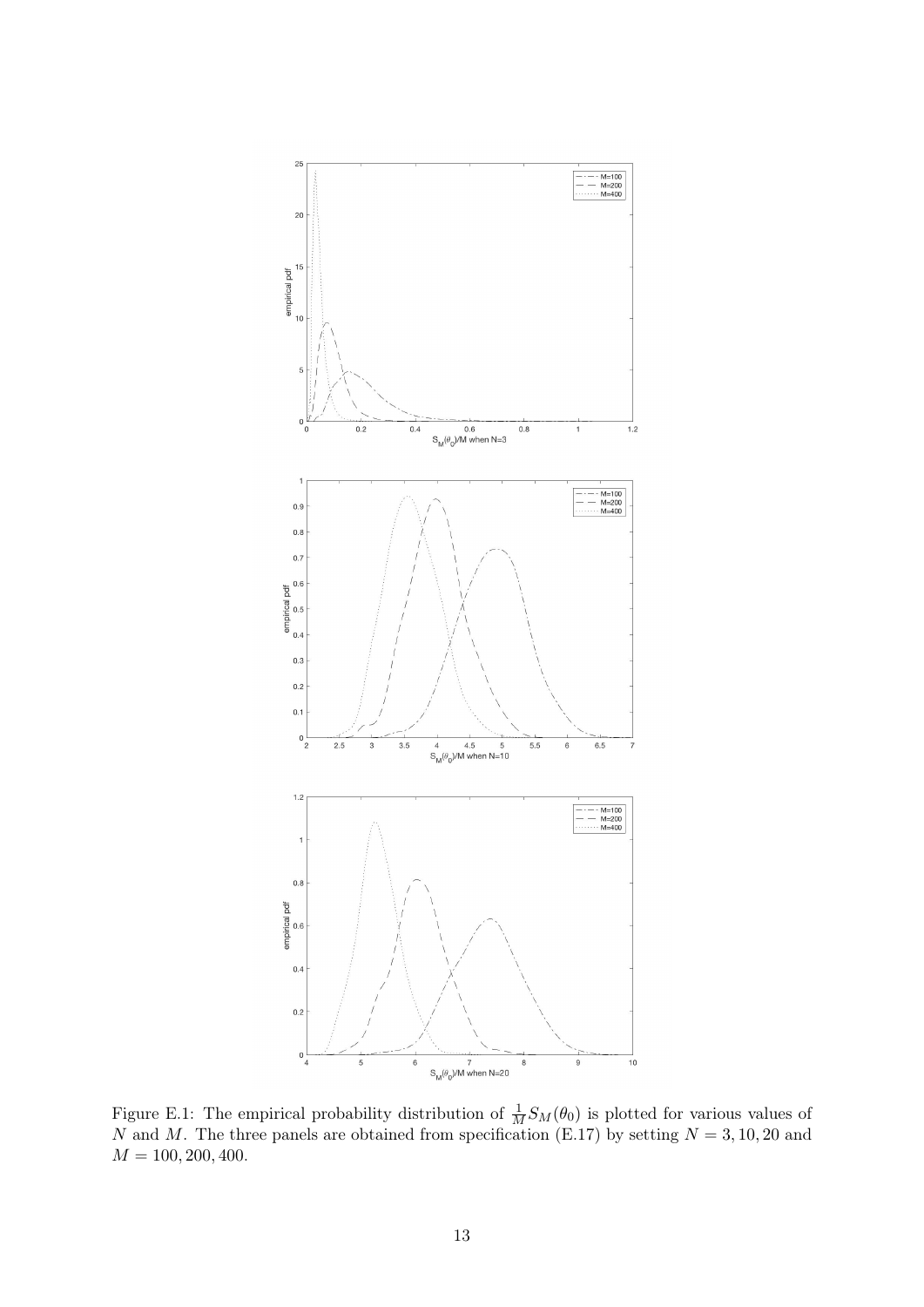Figure E.1: The empirical probability distribution of $\frac{1}{M}S_M(\theta_0)$ is plotted for various values of $N$ and $M$. The three panels are obtained from specification (E.17) by setting $N = 3, 10, 20$ and $M = 100, 200, 400$.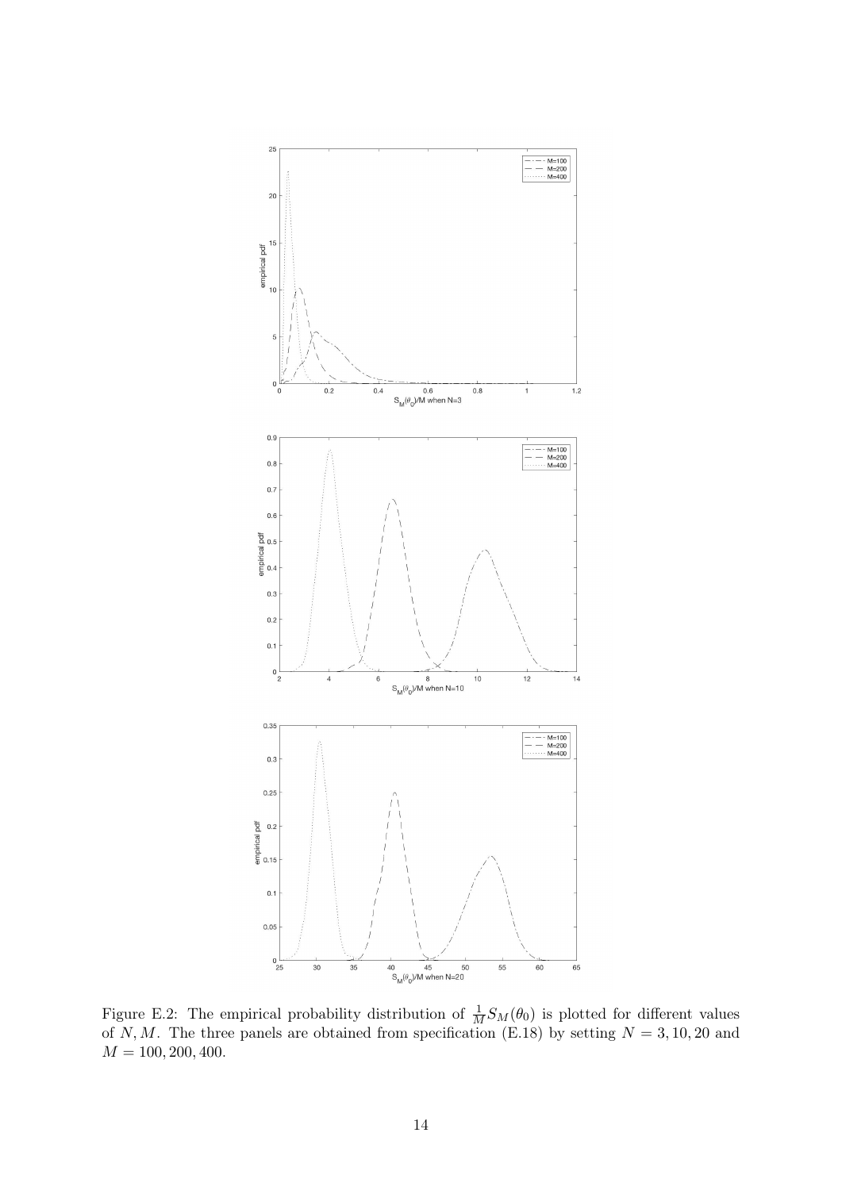Figure E.2: The empirical probability distribution of $\frac{1}{M}S_M(\theta_0)$ is plotted for different values of $N, M$. The three panels are obtained from specification (E.18) by setting $N = 3, 10, 20$ and $M = 100, 200, 400$.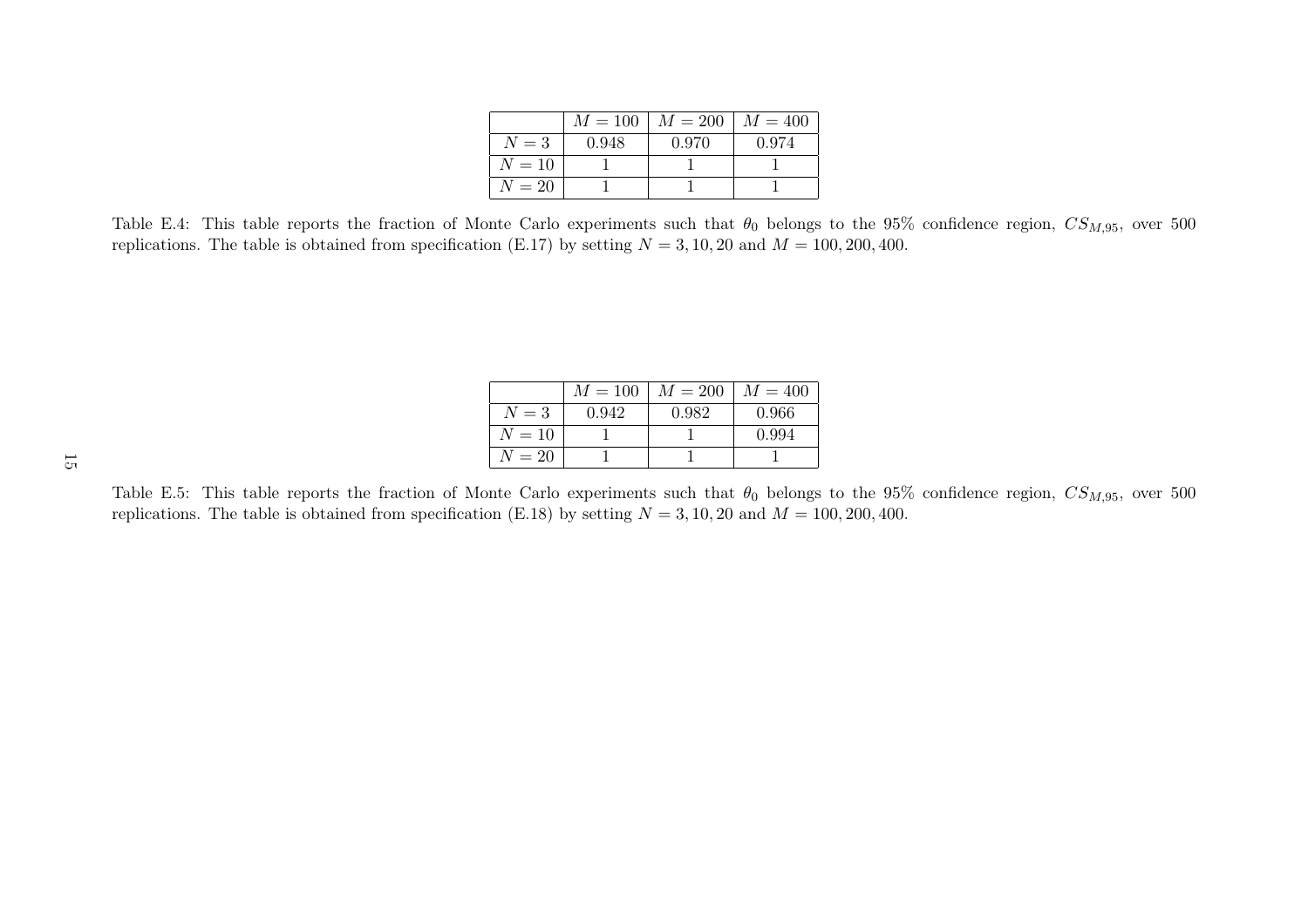|  | $M = 100$ | $M = 200$ | $M = 400$ |
|---|---|---|---|
| $N = 3$ | 0.948 | 0.970 | 0.974 |
| $N = 10$ | 1 | 1 | 1 |
| $N = 20$ | 1 | 1 | 1 |

Table E.4: This table reports the fraction of Monte Carlo experiments such that $\theta_0$ belongs to the 95% confidence region, $CS_{M,95}$, over 500 replications. The table is obtained from specification (E.17) by setting $N = 3, 10, 20$ and $M = 100, 200, 400$.

|  | $M = 100$ | $M = 200$ | $M = 400$ |
|---|---|---|---|
| $N = 3$ | 0.942 | 0.982 | 0.966 |
| $N = 10$ | 1 | 1 | 0.994 |
| $N = 20$ | 1 | 1 | 1 |

Table E.5: This table reports the fraction of Monte Carlo experiments such that $\theta_0$ belongs to the 95% confidence region, $CS_{M,95}$, over 500 replications. The table is obtained from specification (E.18) by setting $N = 3, 10, 20$ and $M = 100, 200, 400$.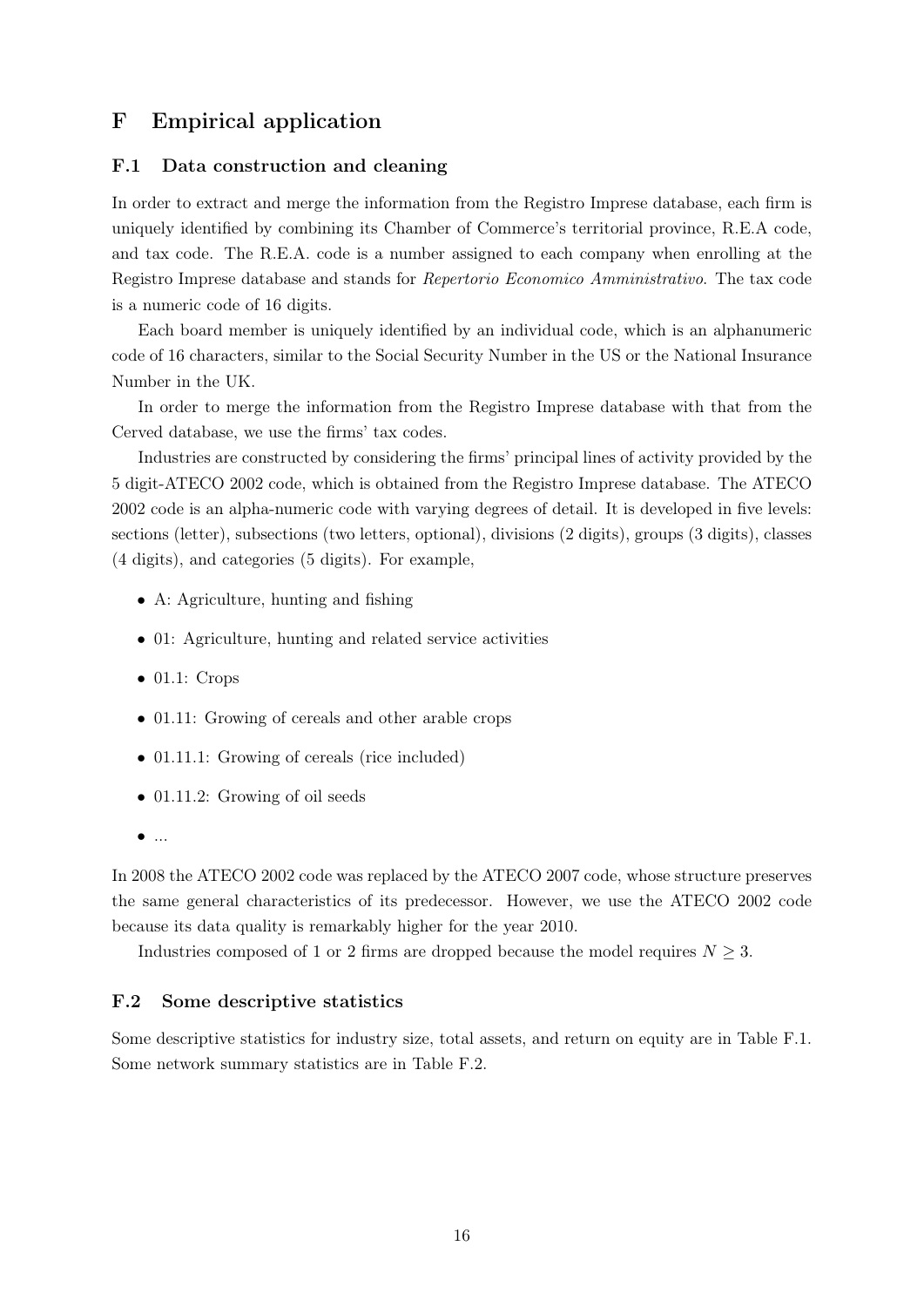# F Empirical application

## F.1 Data construction and cleaning

In order to extract and merge the information from the Registro Imprese database, each firm is uniquely identified by combining its Chamber of Commerce's territorial province, R.E.A code, and tax code. The R.E.A. code is a number assigned to each company when enrolling at the Registro Imprese database and stands for *Repertorio Economico Amministrativo*. The tax code is a numeric code of 16 digits.

Each board member is uniquely identified by an individual code, which is an alphanumeric code of 16 characters, similar to the Social Security Number in the US or the National Insurance Number in the UK.

In order to merge the information from the Registro Imprese database with that from the Cerved database, we use the firms' tax codes.

Industries are constructed by considering the firms' principal lines of activity provided by the 5 digit-ATECO 2002 code, which is obtained from the Registro Imprese database. The ATECO 2002 code is an alpha-numeric code with varying degrees of detail. It is developed in five levels: sections (letter), subsections (two letters, optional), divisions (2 digits), groups (3 digits), classes (4 digits), and categories (5 digits). For example,

- A: Agriculture, hunting and fishing
- 01: Agriculture, hunting and related service activities
- 01.1: Crops
- 01.11: Growing of cereals and other arable crops
- 01.11.1: Growing of cereals (rice included)
- 01.11.2: Growing of oil seeds
- ...

In 2008 the ATECO 2002 code was replaced by the ATECO 2007 code, whose structure preserves the same general characteristics of its predecessor. However, we use the ATECO 2002 code because its data quality is remarkably higher for the year 2010.

Industries composed of 1 or 2 firms are dropped because the model requires $N \geq 3$.

## F.2 Some descriptive statistics

Some descriptive statistics for industry size, total assets, and return on equity are in Table F.1. Some network summary statistics are in Table F.2.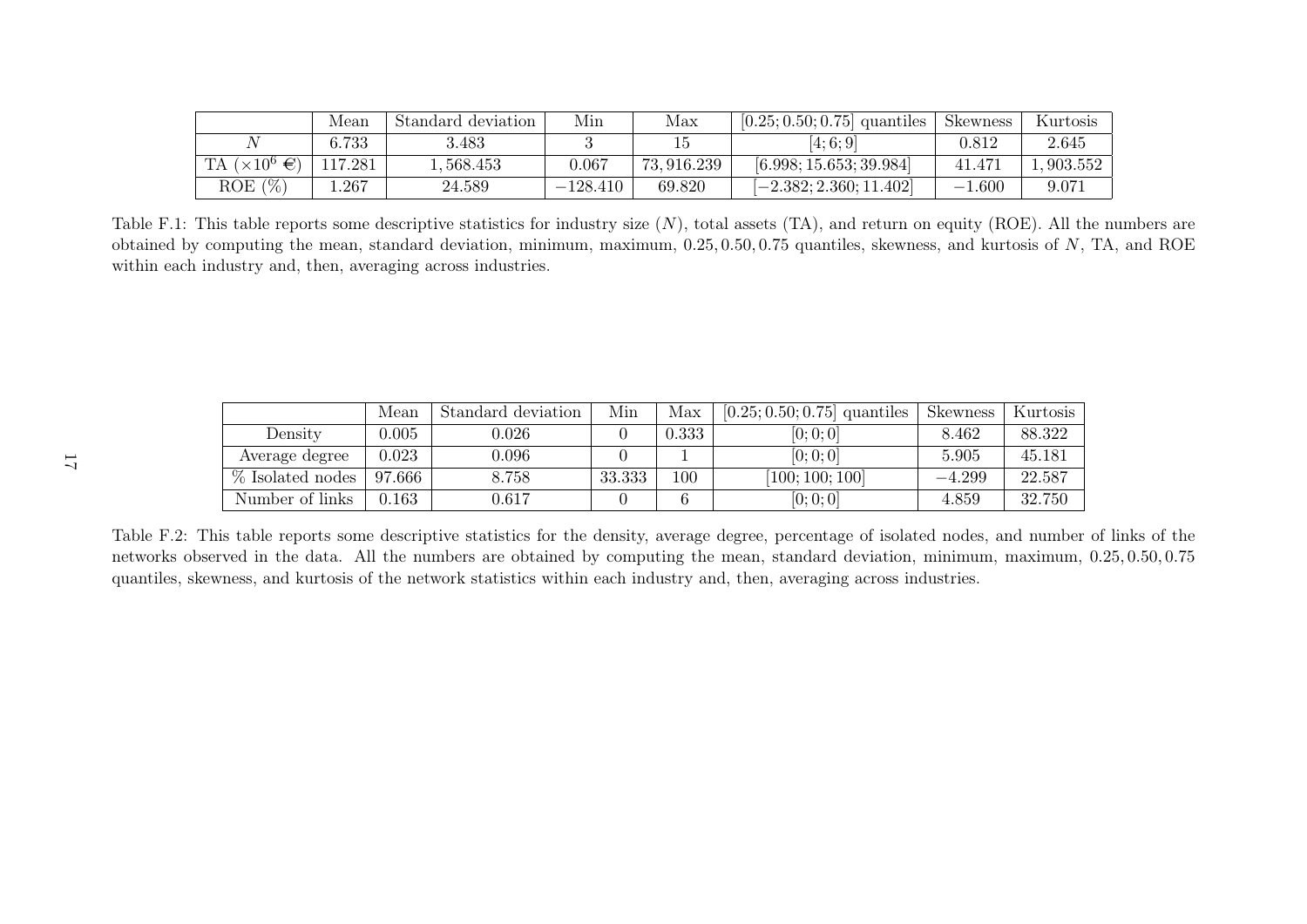|  | Mean | Standard deviation | Min | Max | $[0.25; 0.50; 0.75]$ quantiles | Skewness | Kurtosis |
|---|---|---|---|---|---|---|---|
| $N$ | 6.733 | 3.483 | 3 | 15 | $[4; 6; 9]$ | 0.812 | 2.645 |
| TA ($\times 10^6$ €) | 117.281 | 1,568.453 | 0.067 | 73,916.239 | $[6.998; 15.653; 39.984]$ | 41.471 | 1,903.552 |
| ROE (%) | 1.267 | 24.589 | $-128.410$ | 69.820 | $[-2.382; 2.360; 11.402]$ | $-1.600$ | 9.071 |

Table F.1: This table reports some descriptive statistics for industry size ($N$), total assets (TA), and return on equity (ROE). All the numbers are obtained by computing the mean, standard deviation, minimum, maximum, $0.25, 0.50, 0.75$ quantiles, skewness, and kurtosis of $N$, TA, and ROE within each industry and, then, averaging across industries.

|  | Mean | Standard deviation | Min | Max | $[0.25; 0.50; 0.75]$ quantiles | Skewness | Kurtosis |
|---|---|---|---|---|---|---|---|
| Density | 0.005 | 0.026 | 0 | 0.333 | $[0; 0; 0]$ | 8.462 | 88.322 |
| Average degree | 0.023 | 0.096 | 0 | 1 | $[0; 0; 0]$ | 5.905 | 45.181 |
| % Isolated nodes | 97.666 | 8.758 | 33.333 | 100 | $[100; 100; 100]$ | $-4.299$ | 22.587 |
| Number of links | 0.163 | 0.617 | 0 | 6 | $[0; 0; 0]$ | 4.859 | 32.750 |

Table F.2: This table reports some descriptive statistics for the density, average degree, percentage of isolated nodes, and number of links of the networks observed in the data. All the numbers are obtained by computing the mean, standard deviation, minimum, maximum, $0.25, 0.50, 0.75$ quantiles, skewness, and kurtosis of the network statistics within each industry and, then, averaging across industries.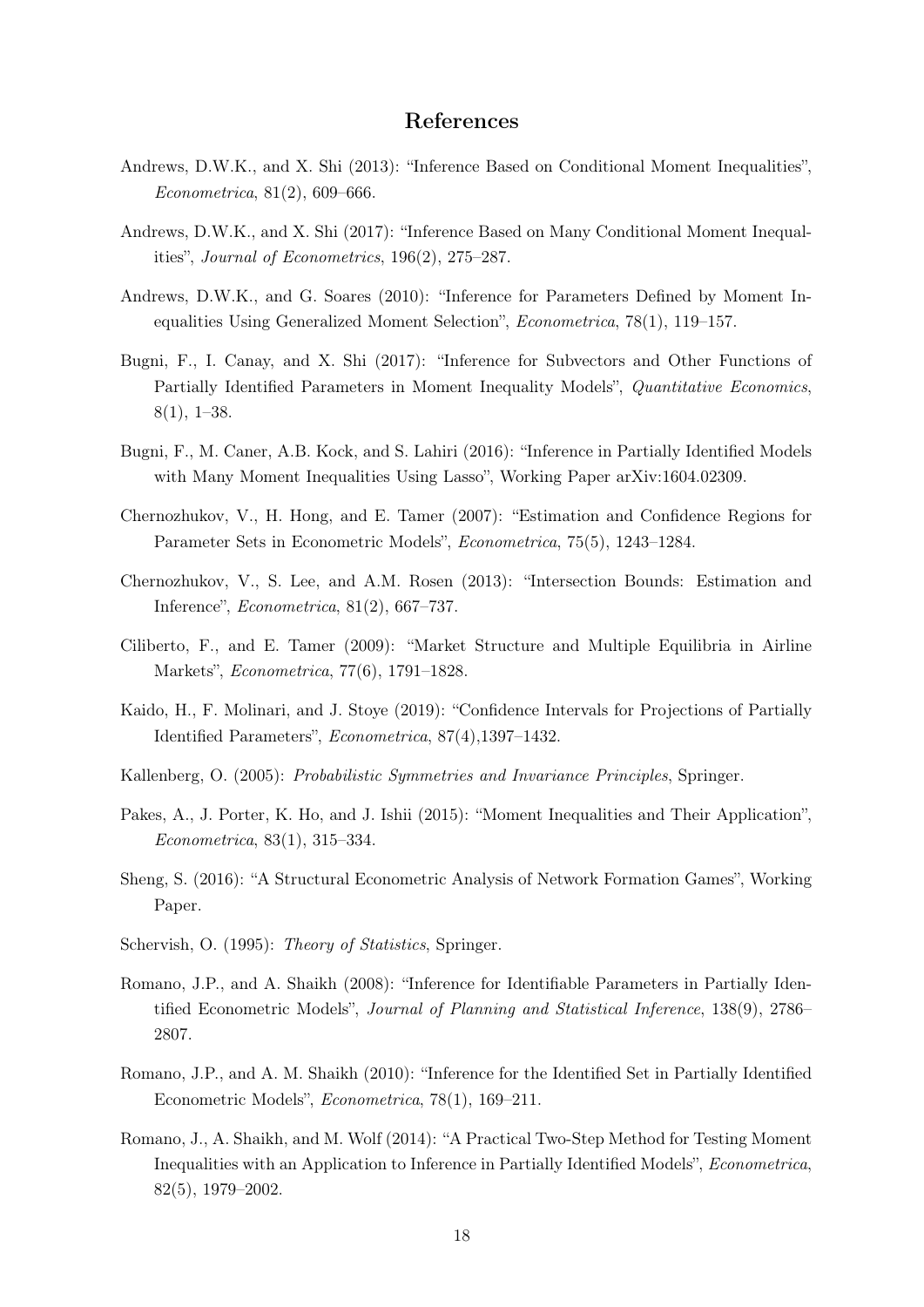## References

Andrews, D.W.K., and X. Shi (2013): "Inference Based on Conditional Moment Inequalities", *Econometrica*, 81(2), 609–666.

Andrews, D.W.K., and X. Shi (2017): "Inference Based on Many Conditional Moment Inequalities", *Journal of Econometrics*, 196(2), 275–287.

Andrews, D.W.K., and G. Soares (2010): "Inference for Parameters Defined by Moment Inequalities Using Generalized Moment Selection", *Econometrica*, 78(1), 119–157.

Bugni, F., I. Canay, and X. Shi (2017): "Inference for Subvectors and Other Functions of Partially Identified Parameters in Moment Inequality Models", *Quantitative Economics*, 8(1), 1–38.

Bugni, F., M. Caner, A.B. Kock, and S. Lahiri (2016): "Inference in Partially Identified Models with Many Moment Inequalities Using Lasso", Working Paper arXiv:1604.02309.

Chernozhukov, V., H. Hong, and E. Tamer (2007): "Estimation and Confidence Regions for Parameter Sets in Econometric Models", *Econometrica*, 75(5), 1243–1284.

Chernozhukov, V., S. Lee, and A.M. Rosen (2013): "Intersection Bounds: Estimation and Inference", *Econometrica*, 81(2), 667–737.

Ciliberto, F., and E. Tamer (2009): "Market Structure and Multiple Equilibria in Airline Markets", *Econometrica*, 77(6), 1791–1828.

Kaido, H., F. Molinari, and J. Stoye (2019): "Confidence Intervals for Projections of Partially Identified Parameters", *Econometrica*, 87(4),1397–1432.

Kallenberg, O. (2005): *Probabilistic Symmetries and Invariance Principles*, Springer.

Pakes, A., J. Porter, K. Ho, and J. Ishii (2015): "Moment Inequalities and Their Application", *Econometrica*, 83(1), 315–334.

Sheng, S. (2016): "A Structural Econometric Analysis of Network Formation Games", Working Paper.

Schervish, O. (1995): *Theory of Statistics*, Springer.

Romano, J.P., and A. Shaikh (2008): "Inference for Identifiable Parameters in Partially Identified Econometric Models", *Journal of Planning and Statistical Inference*, 138(9), 2786–2807.

Romano, J.P., and A. M. Shaikh (2010): "Inference for the Identified Set in Partially Identified Econometric Models", *Econometrica*, 78(1), 169–211.

Romano, J., A. Shaikh, and M. Wolf (2014): "A Practical Two-Step Method for Testing Moment Inequalities with an Application to Inference in Partially Identified Models", *Econometrica*, 82(5), 1979–2002.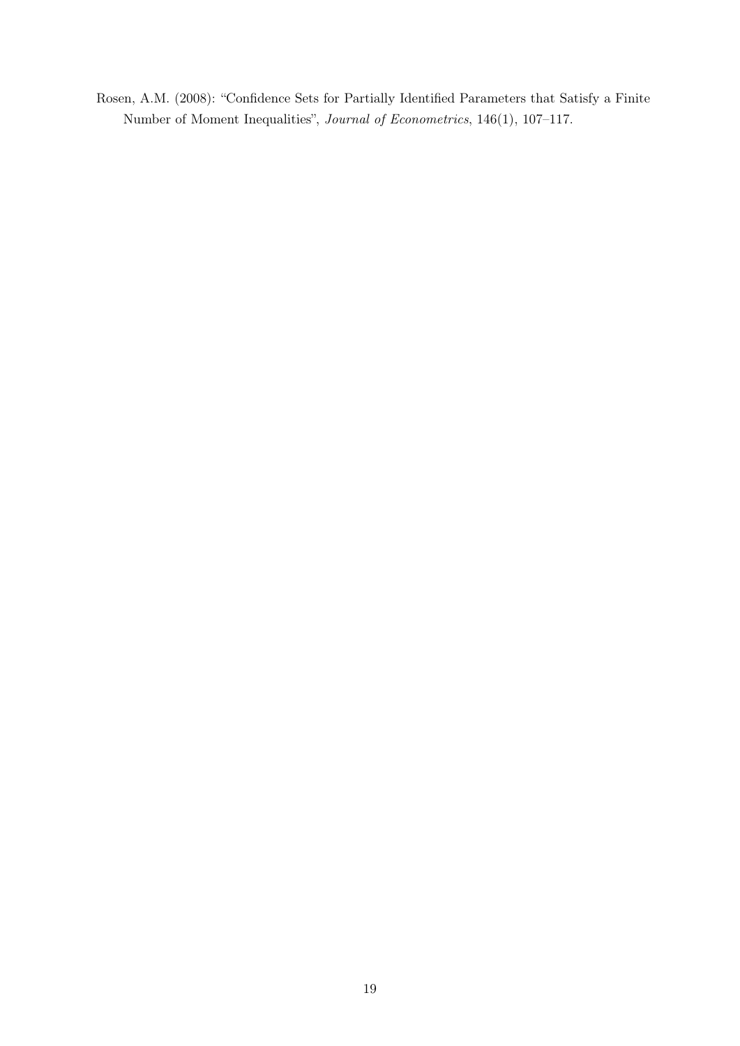Rosen, A.M. (2008): "Confidence Sets for Partially Identified Parameters that Satisfy a Finite Number of Moment Inequalities", *Journal of Econometrics*, 146(1), 107–117.